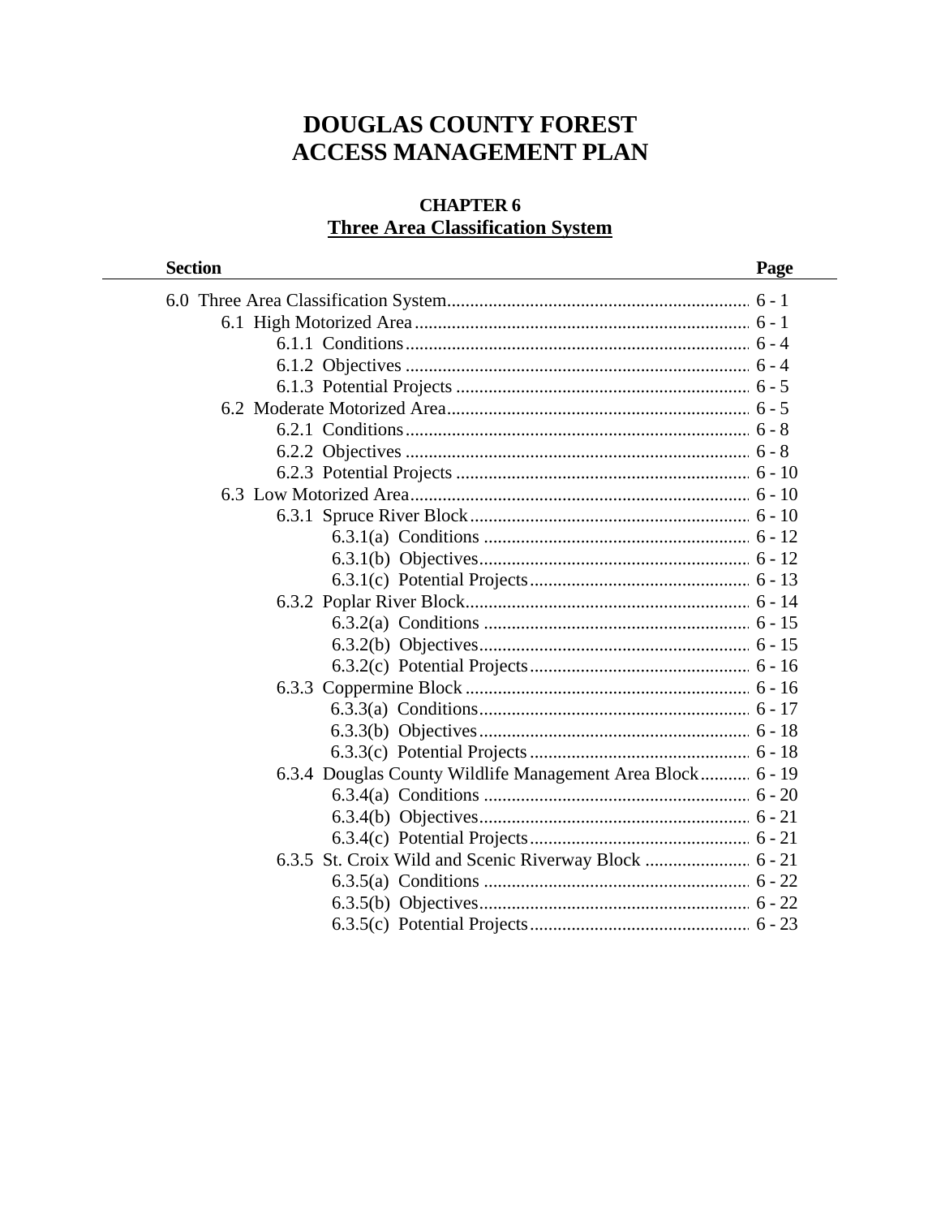# DOUGLAS COUNTY FOREST
# ACCESS MANAGEMENT PLAN

## CHAPTER 6
## Three Area Classification System

| Section | Page |
|---|---|
| 6.0 Three Area Classification System | 6 - 1 |
| 6.1 High Motorized Area | 6 - 1 |
| 6.1.1 Conditions | 6 - 4 |
| 6.1.2 Objectives | 6 - 4 |
| 6.1.3 Potential Projects | 6 - 5 |
| 6.2 Moderate Motorized Area | 6 - 5 |
| 6.2.1 Conditions | 6 - 8 |
| 6.2.2 Objectives | 6 - 8 |
| 6.2.3 Potential Projects | 6 - 10 |
| 6.3 Low Motorized Area | 6 - 10 |
| 6.3.1 Spruce River Block | 6 - 10 |
| 6.3.1(a) Conditions | 6 - 12 |
| 6.3.1(b) Objectives | 6 - 12 |
| 6.3.1(c) Potential Projects | 6 - 13 |
| 6.3.2 Poplar River Block | 6 - 14 |
| 6.3.2(a) Conditions | 6 - 15 |
| 6.3.2(b) Objectives | 6 - 15 |
| 6.3.2(c) Potential Projects | 6 - 16 |
| 6.3.3 Coppermine Block | 6 - 16 |
| 6.3.3(a) Conditions | 6 - 17 |
| 6.3.3(b) Objectives | 6 - 18 |
| 6.3.3(c) Potential Projects | 6 - 18 |
| 6.3.4 Douglas County Wildlife Management Area Block | 6 - 19 |
| 6.3.4(a) Conditions | 6 - 20 |
| 6.3.4(b) Objectives | 6 - 21 |
| 6.3.4(c) Potential Projects | 6 - 21 |
| 6.3.5 St. Croix Wild and Scenic Riverway Block | 6 - 21 |
| 6.3.5(a) Conditions | 6 - 22 |
| 6.3.5(b) Objectives | 6 - 22 |
| 6.3.5(c) Potential Projects | 6 - 23 |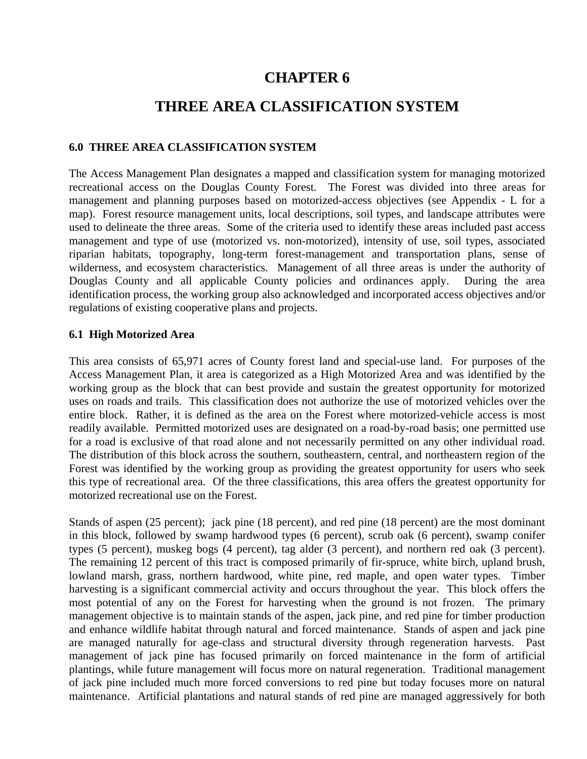# CHAPTER 6

# THREE AREA CLASSIFICATION SYSTEM

### 6.0 THREE AREA CLASSIFICATION SYSTEM

The Access Management Plan designates a mapped and classification system for managing motorized recreational access on the Douglas County Forest. The Forest was divided into three areas for management and planning purposes based on motorized-access objectives (see Appendix - L for a map). Forest resource management units, local descriptions, soil types, and landscape attributes were used to delineate the three areas. Some of the criteria used to identify these areas included past access management and type of use (motorized vs. non-motorized), intensity of use, soil types, associated riparian habitats, topography, long-term forest-management and transportation plans, sense of wilderness, and ecosystem characteristics. Management of all three areas is under the authority of Douglas County and all applicable County policies and ordinances apply. During the area identification process, the working group also acknowledged and incorporated access objectives and/or regulations of existing cooperative plans and projects.

### 6.1 High Motorized Area

This area consists of 65,971 acres of County forest land and special-use land. For purposes of the Access Management Plan, it area is categorized as a High Motorized Area and was identified by the working group as the block that can best provide and sustain the greatest opportunity for motorized uses on roads and trails. This classification does not authorize the use of motorized vehicles over the entire block. Rather, it is defined as the area on the Forest where motorized-vehicle access is most readily available. Permitted motorized uses are designated on a road-by-road basis; one permitted use for a road is exclusive of that road alone and not necessarily permitted on any other individual road. The distribution of this block across the southern, southeastern, central, and northeastern region of the Forest was identified by the working group as providing the greatest opportunity for users who seek this type of recreational area. Of the three classifications, this area offers the greatest opportunity for motorized recreational use on the Forest.

Stands of aspen (25 percent); jack pine (18 percent), and red pine (18 percent) are the most dominant in this block, followed by swamp hardwood types (6 percent), scrub oak (6 percent), swamp conifer types (5 percent), muskeg bogs (4 percent), tag alder (3 percent), and northern red oak (3 percent). The remaining 12 percent of this tract is composed primarily of fir-spruce, white birch, upland brush, lowland marsh, grass, northern hardwood, white pine, red maple, and open water types. Timber harvesting is a significant commercial activity and occurs throughout the year. This block offers the most potential of any on the Forest for harvesting when the ground is not frozen. The primary management objective is to maintain stands of the aspen, jack pine, and red pine for timber production and enhance wildlife habitat through natural and forced maintenance. Stands of aspen and jack pine are managed naturally for age-class and structural diversity through regeneration harvests. Past management of jack pine has focused primarily on forced maintenance in the form of artificial plantings, while future management will focus more on natural regeneration. Traditional management of jack pine included much more forced conversions to red pine but today focuses more on natural maintenance. Artificial plantations and natural stands of red pine are managed aggressively for both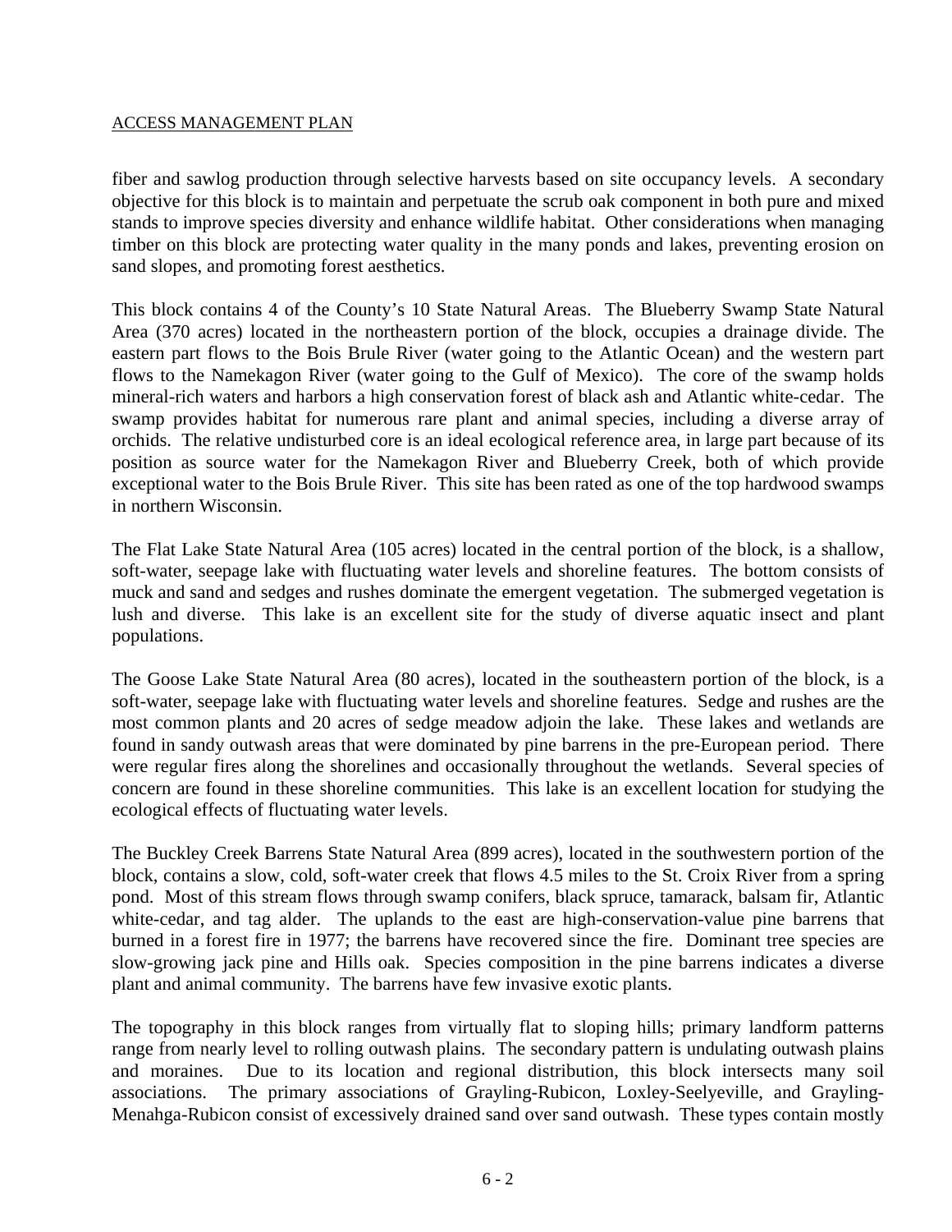fiber and sawlog production through selective harvests based on site occupancy levels. A secondary objective for this block is to maintain and perpetuate the scrub oak component in both pure and mixed stands to improve species diversity and enhance wildlife habitat. Other considerations when managing timber on this block are protecting water quality in the many ponds and lakes, preventing erosion on sand slopes, and promoting forest aesthetics.

This block contains 4 of the County's 10 State Natural Areas. The Blueberry Swamp State Natural Area (370 acres) located in the northeastern portion of the block, occupies a drainage divide. The eastern part flows to the Bois Brule River (water going to the Atlantic Ocean) and the western part flows to the Namekagon River (water going to the Gulf of Mexico). The core of the swamp holds mineral-rich waters and harbors a high conservation forest of black ash and Atlantic white-cedar. The swamp provides habitat for numerous rare plant and animal species, including a diverse array of orchids. The relative undisturbed core is an ideal ecological reference area, in large part because of its position as source water for the Namekagon River and Blueberry Creek, both of which provide exceptional water to the Bois Brule River. This site has been rated as one of the top hardwood swamps in northern Wisconsin.

The Flat Lake State Natural Area (105 acres) located in the central portion of the block, is a shallow, soft-water, seepage lake with fluctuating water levels and shoreline features. The bottom consists of muck and sand and sedges and rushes dominate the emergent vegetation. The submerged vegetation is lush and diverse. This lake is an excellent site for the study of diverse aquatic insect and plant populations.

The Goose Lake State Natural Area (80 acres), located in the southeastern portion of the block, is a soft-water, seepage lake with fluctuating water levels and shoreline features. Sedge and rushes are the most common plants and 20 acres of sedge meadow adjoin the lake. These lakes and wetlands are found in sandy outwash areas that were dominated by pine barrens in the pre-European period. There were regular fires along the shorelines and occasionally throughout the wetlands. Several species of concern are found in these shoreline communities. This lake is an excellent location for studying the ecological effects of fluctuating water levels.

The Buckley Creek Barrens State Natural Area (899 acres), located in the southwestern portion of the block, contains a slow, cold, soft-water creek that flows 4.5 miles to the St. Croix River from a spring pond. Most of this stream flows through swamp conifers, black spruce, tamarack, balsam fir, Atlantic white-cedar, and tag alder. The uplands to the east are high-conservation-value pine barrens that burned in a forest fire in 1977; the barrens have recovered since the fire. Dominant tree species are slow-growing jack pine and Hills oak. Species composition in the pine barrens indicates a diverse plant and animal community. The barrens have few invasive exotic plants.

The topography in this block ranges from virtually flat to sloping hills; primary landform patterns range from nearly level to rolling outwash plains. The secondary pattern is undulating outwash plains and moraines. Due to its location and regional distribution, this block intersects many soil associations. The primary associations of Grayling-Rubicon, Loxley-Seelyeville, and Grayling-Menahga-Rubicon consist of excessively drained sand over sand outwash. These types contain mostly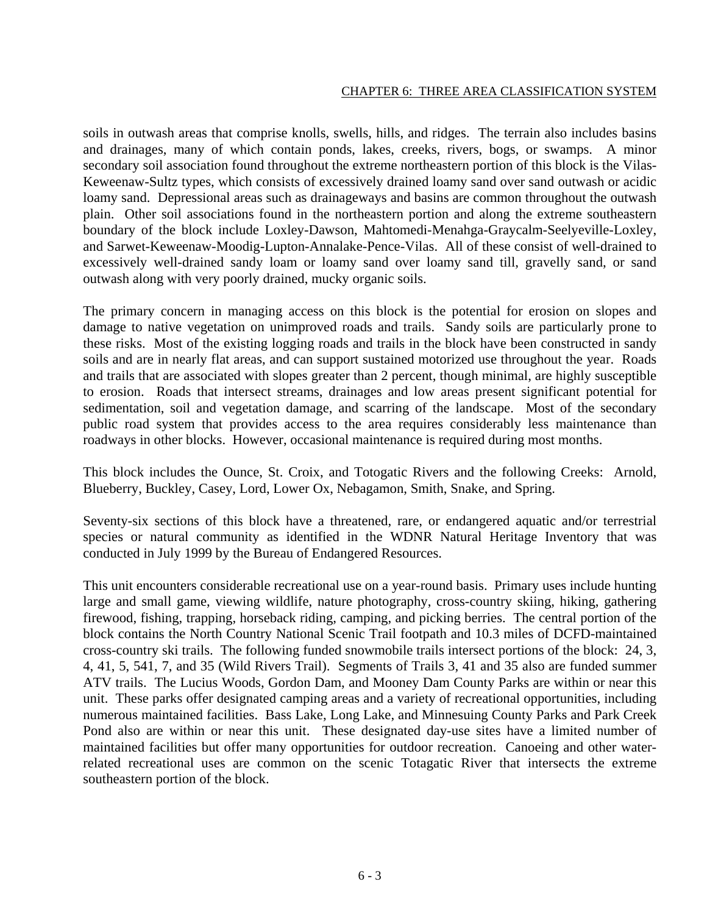soils in outwash areas that comprise knolls, swells, hills, and ridges. The terrain also includes basins and drainages, many of which contain ponds, lakes, creeks, rivers, bogs, or swamps. A minor secondary soil association found throughout the extreme northeastern portion of this block is the Vilas-Keweenaw-Sultz types, which consists of excessively drained loamy sand over sand outwash or acidic loamy sand. Depressional areas such as drainageways and basins are common throughout the outwash plain. Other soil associations found in the northeastern portion and along the extreme southeastern boundary of the block include Loxley-Dawson, Mahtomedi-Menahga-Graycalm-Seelyeville-Loxley, and Sarwet-Keweenaw-Moodig-Lupton-Annalake-Pence-Vilas. All of these consist of well-drained to excessively well-drained sandy loam or loamy sand over loamy sand till, gravelly sand, or sand outwash along with very poorly drained, mucky organic soils.

The primary concern in managing access on this block is the potential for erosion on slopes and damage to native vegetation on unimproved roads and trails. Sandy soils are particularly prone to these risks. Most of the existing logging roads and trails in the block have been constructed in sandy soils and are in nearly flat areas, and can support sustained motorized use throughout the year. Roads and trails that are associated with slopes greater than 2 percent, though minimal, are highly susceptible to erosion. Roads that intersect streams, drainages and low areas present significant potential for sedimentation, soil and vegetation damage, and scarring of the landscape. Most of the secondary public road system that provides access to the area requires considerably less maintenance than roadways in other blocks. However, occasional maintenance is required during most months.

This block includes the Ounce, St. Croix, and Totogatic Rivers and the following Creeks: Arnold, Blueberry, Buckley, Casey, Lord, Lower Ox, Nebagamon, Smith, Snake, and Spring.

Seventy-six sections of this block have a threatened, rare, or endangered aquatic and/or terrestrial species or natural community as identified in the WDNR Natural Heritage Inventory that was conducted in July 1999 by the Bureau of Endangered Resources.

This unit encounters considerable recreational use on a year-round basis. Primary uses include hunting large and small game, viewing wildlife, nature photography, cross-country skiing, hiking, gathering firewood, fishing, trapping, horseback riding, camping, and picking berries. The central portion of the block contains the North Country National Scenic Trail footpath and 10.3 miles of DCFD-maintained cross-country ski trails. The following funded snowmobile trails intersect portions of the block: 24, 3, 4, 41, 5, 541, 7, and 35 (Wild Rivers Trail). Segments of Trails 3, 41 and 35 also are funded summer ATV trails. The Lucius Woods, Gordon Dam, and Mooney Dam County Parks are within or near this unit. These parks offer designated camping areas and a variety of recreational opportunities, including numerous maintained facilities. Bass Lake, Long Lake, and Minnesuing County Parks and Park Creek Pond also are within or near this unit. These designated day-use sites have a limited number of maintained facilities but offer many opportunities for outdoor recreation. Canoeing and other water-related recreational uses are common on the scenic Totagatic River that intersects the extreme southeastern portion of the block.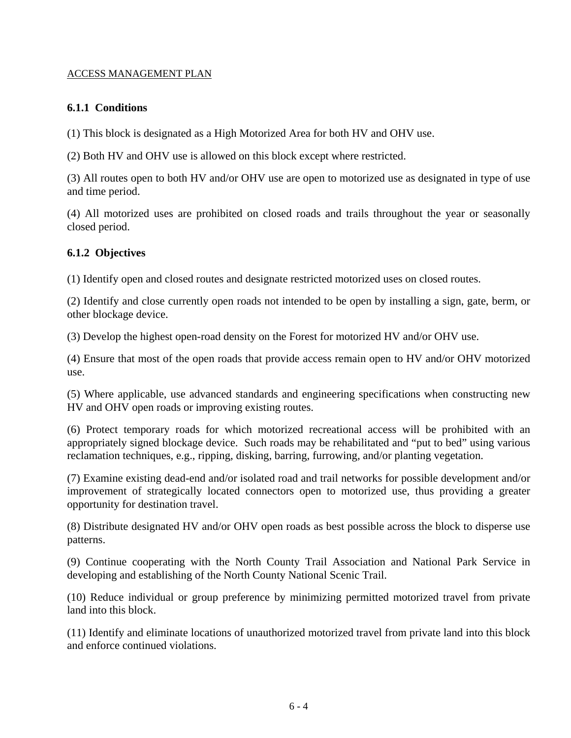ACCESS MANAGEMENT PLAN

### 6.1.1 Conditions

(1) This block is designated as a High Motorized Area for both HV and OHV use.

(2) Both HV and OHV use is allowed on this block except where restricted.

(3) All routes open to both HV and/or OHV use are open to motorized use as designated in type of use and time period.

(4) All motorized uses are prohibited on closed roads and trails throughout the year or seasonally closed period.

### 6.1.2 Objectives

(1) Identify open and closed routes and designate restricted motorized uses on closed routes.

(2) Identify and close currently open roads not intended to be open by installing a sign, gate, berm, or other blockage device.

(3) Develop the highest open-road density on the Forest for motorized HV and/or OHV use.

(4) Ensure that most of the open roads that provide access remain open to HV and/or OHV motorized use.

(5) Where applicable, use advanced standards and engineering specifications when constructing new HV and OHV open roads or improving existing routes.

(6) Protect temporary roads for which motorized recreational access will be prohibited with an appropriately signed blockage device. Such roads may be rehabilitated and "put to bed" using various reclamation techniques, e.g., ripping, disking, barring, furrowing, and/or planting vegetation.

(7) Examine existing dead-end and/or isolated road and trail networks for possible development and/or improvement of strategically located connectors open to motorized use, thus providing a greater opportunity for destination travel.

(8) Distribute designated HV and/or OHV open roads as best possible across the block to disperse use patterns.

(9) Continue cooperating with the North County Trail Association and National Park Service in developing and establishing of the North County National Scenic Trail.

(10) Reduce individual or group preference by minimizing permitted motorized travel from private land into this block.

(11) Identify and eliminate locations of unauthorized motorized travel from private land into this block and enforce continued violations.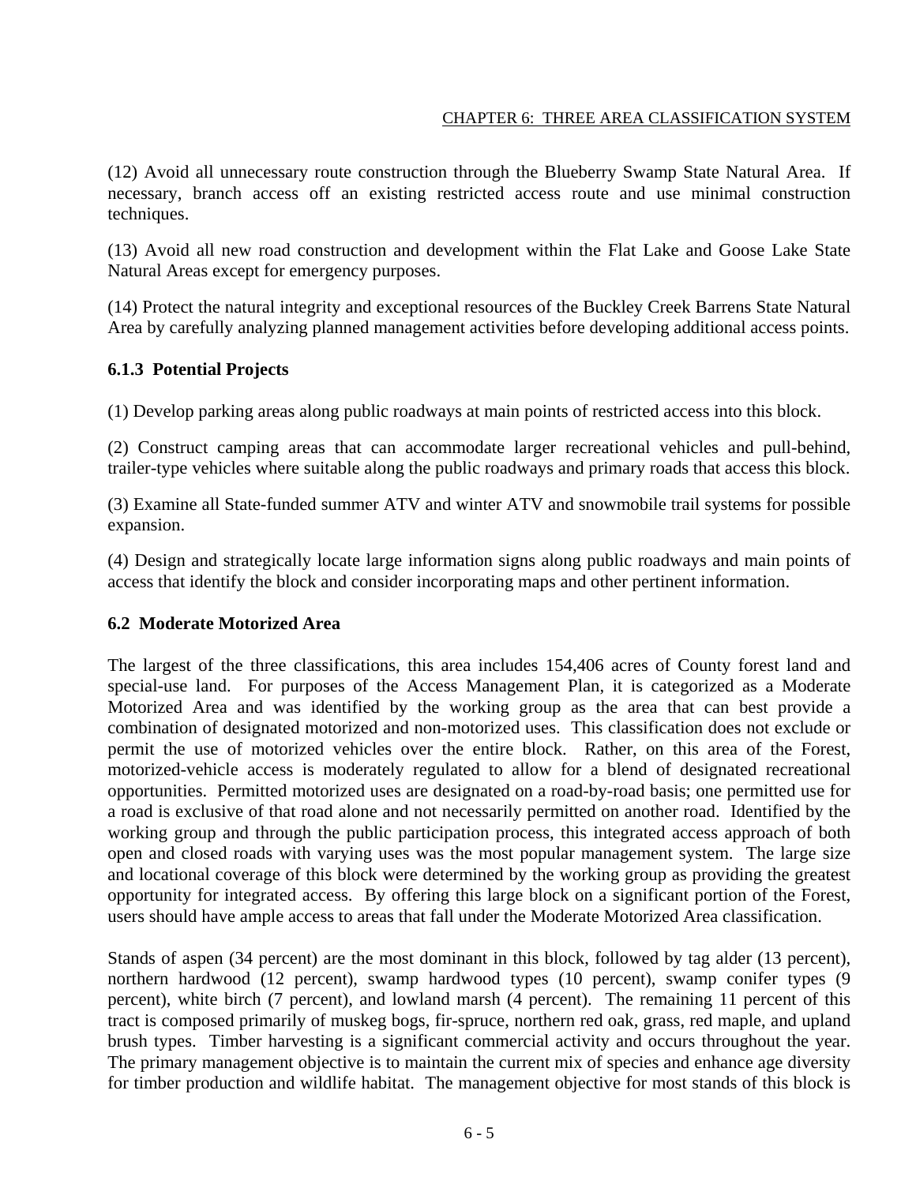(12) Avoid all unnecessary route construction through the Blueberry Swamp State Natural Area. If necessary, branch access off an existing restricted access route and use minimal construction techniques.

(13) Avoid all new road construction and development within the Flat Lake and Goose Lake State Natural Areas except for emergency purposes.

(14) Protect the natural integrity and exceptional resources of the Buckley Creek Barrens State Natural Area by carefully analyzing planned management activities before developing additional access points.

### 6.1.3 Potential Projects

(1) Develop parking areas along public roadways at main points of restricted access into this block.

(2) Construct camping areas that can accommodate larger recreational vehicles and pull-behind, trailer-type vehicles where suitable along the public roadways and primary roads that access this block.

(3) Examine all State-funded summer ATV and winter ATV and snowmobile trail systems for possible expansion.

(4) Design and strategically locate large information signs along public roadways and main points of access that identify the block and consider incorporating maps and other pertinent information.

## 6.2 Moderate Motorized Area

The largest of the three classifications, this area includes 154,406 acres of County forest land and special-use land. For purposes of the Access Management Plan, it is categorized as a Moderate Motorized Area and was identified by the working group as the area that can best provide a combination of designated motorized and non-motorized uses. This classification does not exclude or permit the use of motorized vehicles over the entire block. Rather, on this area of the Forest, motorized-vehicle access is moderately regulated to allow for a blend of designated recreational opportunities. Permitted motorized uses are designated on a road-by-road basis; one permitted use for a road is exclusive of that road alone and not necessarily permitted on another road. Identified by the working group and through the public participation process, this integrated access approach of both open and closed roads with varying uses was the most popular management system. The large size and locational coverage of this block were determined by the working group as providing the greatest opportunity for integrated access. By offering this large block on a significant portion of the Forest, users should have ample access to areas that fall under the Moderate Motorized Area classification.

Stands of aspen (34 percent) are the most dominant in this block, followed by tag alder (13 percent), northern hardwood (12 percent), swamp hardwood types (10 percent), swamp conifer types (9 percent), white birch (7 percent), and lowland marsh (4 percent). The remaining 11 percent of this tract is composed primarily of muskeg bogs, fir-spruce, northern red oak, grass, red maple, and upland brush types. Timber harvesting is a significant commercial activity and occurs throughout the year. The primary management objective is to maintain the current mix of species and enhance age diversity for timber production and wildlife habitat. The management objective for most stands of this block is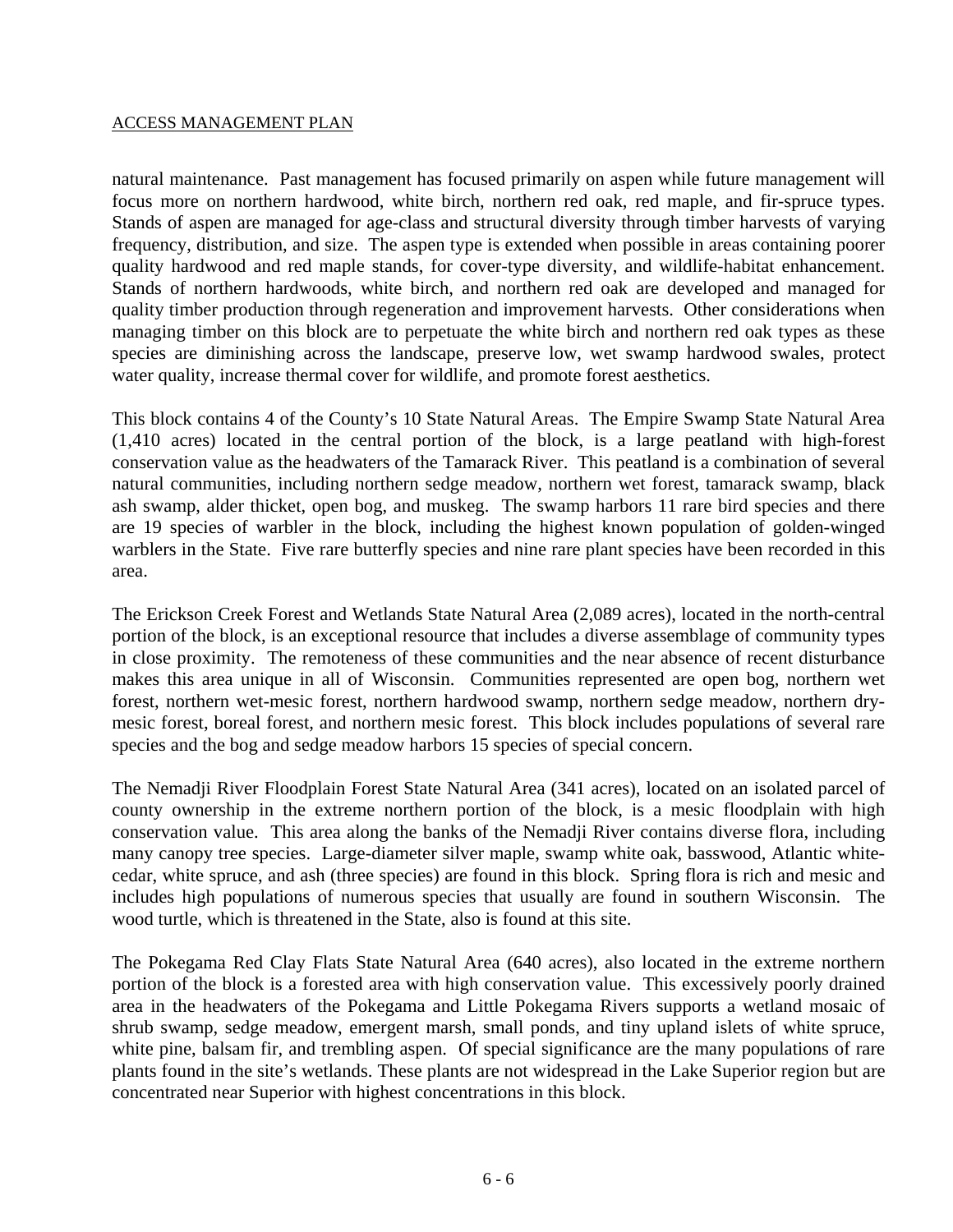natural maintenance. Past management has focused primarily on aspen while future management will focus more on northern hardwood, white birch, northern red oak, red maple, and fir-spruce types. Stands of aspen are managed for age-class and structural diversity through timber harvests of varying frequency, distribution, and size. The aspen type is extended when possible in areas containing poorer quality hardwood and red maple stands, for cover-type diversity, and wildlife-habitat enhancement. Stands of northern hardwoods, white birch, and northern red oak are developed and managed for quality timber production through regeneration and improvement harvests. Other considerations when managing timber on this block are to perpetuate the white birch and northern red oak types as these species are diminishing across the landscape, preserve low, wet swamp hardwood swales, protect water quality, increase thermal cover for wildlife, and promote forest aesthetics.

This block contains 4 of the County's 10 State Natural Areas. The Empire Swamp State Natural Area (1,410 acres) located in the central portion of the block, is a large peatland with high-forest conservation value as the headwaters of the Tamarack River. This peatland is a combination of several natural communities, including northern sedge meadow, northern wet forest, tamarack swamp, black ash swamp, alder thicket, open bog, and muskeg. The swamp harbors 11 rare bird species and there are 19 species of warbler in the block, including the highest known population of golden-winged warblers in the State. Five rare butterfly species and nine rare plant species have been recorded in this area.

The Erickson Creek Forest and Wetlands State Natural Area (2,089 acres), located in the north-central portion of the block, is an exceptional resource that includes a diverse assemblage of community types in close proximity. The remoteness of these communities and the near absence of recent disturbance makes this area unique in all of Wisconsin. Communities represented are open bog, northern wet forest, northern wet-mesic forest, northern hardwood swamp, northern sedge meadow, northern dry-mesic forest, boreal forest, and northern mesic forest. This block includes populations of several rare species and the bog and sedge meadow harbors 15 species of special concern.

The Nemadji River Floodplain Forest State Natural Area (341 acres), located on an isolated parcel of county ownership in the extreme northern portion of the block, is a mesic floodplain with high conservation value. This area along the banks of the Nemadji River contains diverse flora, including many canopy tree species. Large-diameter silver maple, swamp white oak, basswood, Atlantic white-cedar, white spruce, and ash (three species) are found in this block. Spring flora is rich and mesic and includes high populations of numerous species that usually are found in southern Wisconsin. The wood turtle, which is threatened in the State, also is found at this site.

The Pokegama Red Clay Flats State Natural Area (640 acres), also located in the extreme northern portion of the block is a forested area with high conservation value. This excessively poorly drained area in the headwaters of the Pokegama and Little Pokegama Rivers supports a wetland mosaic of shrub swamp, sedge meadow, emergent marsh, small ponds, and tiny upland islets of white spruce, white pine, balsam fir, and trembling aspen. Of special significance are the many populations of rare plants found in the site's wetlands. These plants are not widespread in the Lake Superior region but are concentrated near Superior with highest concentrations in this block.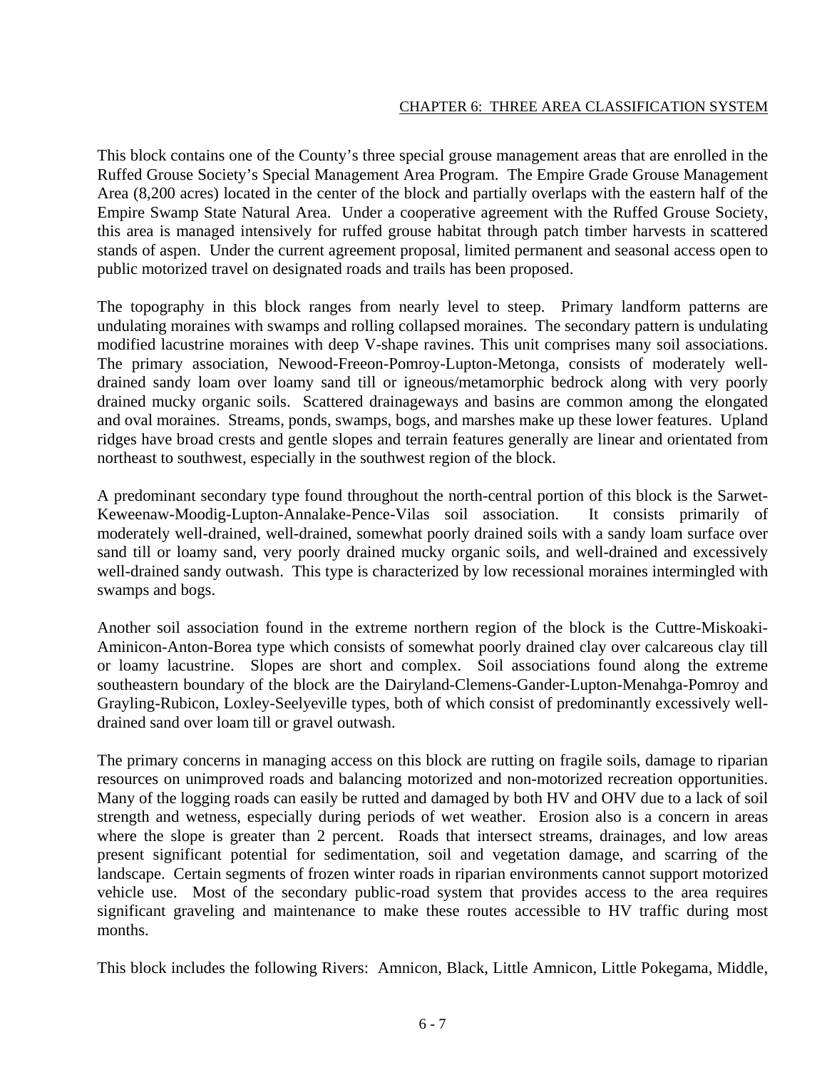This block contains one of the County's three special grouse management areas that are enrolled in the Ruffed Grouse Society's Special Management Area Program. The Empire Grade Grouse Management Area (8,200 acres) located in the center of the block and partially overlaps with the eastern half of the Empire Swamp State Natural Area. Under a cooperative agreement with the Ruffed Grouse Society, this area is managed intensively for ruffed grouse habitat through patch timber harvests in scattered stands of aspen. Under the current agreement proposal, limited permanent and seasonal access open to public motorized travel on designated roads and trails has been proposed.

The topography in this block ranges from nearly level to steep. Primary landform patterns are undulating moraines with swamps and rolling collapsed moraines. The secondary pattern is undulating modified lacustrine moraines with deep V-shape ravines. This unit comprises many soil associations. The primary association, Newood-Freeon-Pomroy-Lupton-Metonga, consists of moderately well-drained sandy loam over loamy sand till or igneous/metamorphic bedrock along with very poorly drained mucky organic soils. Scattered drainageways and basins are common among the elongated and oval moraines. Streams, ponds, swamps, bogs, and marshes make up these lower features. Upland ridges have broad crests and gentle slopes and terrain features generally are linear and orientated from northeast to southwest, especially in the southwest region of the block.

A predominant secondary type found throughout the north-central portion of this block is the Sarwet-Keweenaw-Moodig-Lupton-Annalake-Pence-Vilas soil association. It consists primarily of moderately well-drained, well-drained, somewhat poorly drained soils with a sandy loam surface over sand till or loamy sand, very poorly drained mucky organic soils, and well-drained and excessively well-drained sandy outwash. This type is characterized by low recessional moraines intermingled with swamps and bogs.

Another soil association found in the extreme northern region of the block is the Cuttre-Miskoaki-Aminicon-Anton-Borea type which consists of somewhat poorly drained clay over calcareous clay till or loamy lacustrine. Slopes are short and complex. Soil associations found along the extreme southeastern boundary of the block are the Dairyland-Clemens-Gander-Lupton-Menahga-Pomroy and Grayling-Rubicon, Loxley-Seelyeville types, both of which consist of predominantly excessively well-drained sand over loam till or gravel outwash.

The primary concerns in managing access on this block are rutting on fragile soils, damage to riparian resources on unimproved roads and balancing motorized and non-motorized recreation opportunities. Many of the logging roads can easily be rutted and damaged by both HV and OHV due to a lack of soil strength and wetness, especially during periods of wet weather. Erosion also is a concern in areas where the slope is greater than 2 percent. Roads that intersect streams, drainages, and low areas present significant potential for sedimentation, soil and vegetation damage, and scarring of the landscape. Certain segments of frozen winter roads in riparian environments cannot support motorized vehicle use. Most of the secondary public-road system that provides access to the area requires significant graveling and maintenance to make these routes accessible to HV traffic during most months.

This block includes the following Rivers: Amnicon, Black, Little Amnicon, Little Pokegama, Middle,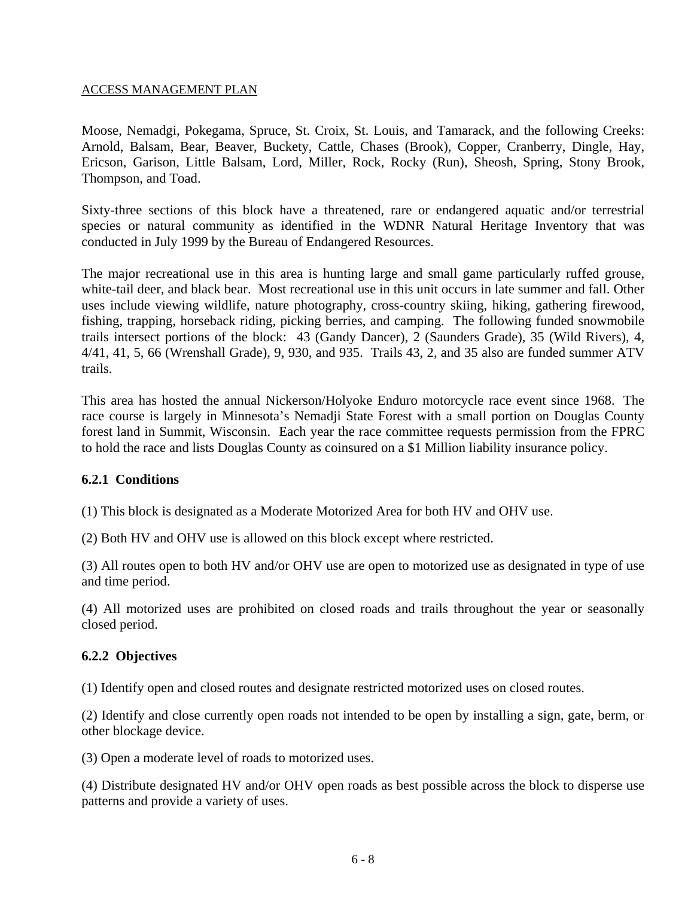Moose, Nemadgi, Pokegama, Spruce, St. Croix, St. Louis, and Tamarack, and the following Creeks: Arnold, Balsam, Bear, Beaver, Buckety, Cattle, Chases (Brook), Copper, Cranberry, Dingle, Hay, Ericson, Garison, Little Balsam, Lord, Miller, Rock, Rocky (Run), Sheosh, Spring, Stony Brook, Thompson, and Toad.

Sixty-three sections of this block have a threatened, rare or endangered aquatic and/or terrestrial species or natural community as identified in the WDNR Natural Heritage Inventory that was conducted in July 1999 by the Bureau of Endangered Resources.

The major recreational use in this area is hunting large and small game particularly ruffed grouse, white-tail deer, and black bear. Most recreational use in this unit occurs in late summer and fall. Other uses include viewing wildlife, nature photography, cross-country skiing, hiking, gathering firewood, fishing, trapping, horseback riding, picking berries, and camping. The following funded snowmobile trails intersect portions of the block: 43 (Gandy Dancer), 2 (Saunders Grade), 35 (Wild Rivers), 4, 4/41, 41, 5, 66 (Wrenshall Grade), 9, 930, and 935. Trails 43, 2, and 35 also are funded summer ATV trails.

This area has hosted the annual Nickerson/Holyoke Enduro motorcycle race event since 1968. The race course is largely in Minnesota's Nemadji State Forest with a small portion on Douglas County forest land in Summit, Wisconsin. Each year the race committee requests permission from the FPRC to hold the race and lists Douglas County as coinsured on a $1 Million liability insurance policy.

### 6.2.1 Conditions

(1) This block is designated as a Moderate Motorized Area for both HV and OHV use.

(2) Both HV and OHV use is allowed on this block except where restricted.

(3) All routes open to both HV and/or OHV use are open to motorized use as designated in type of use and time period.

(4) All motorized uses are prohibited on closed roads and trails throughout the year or seasonally closed period.

### 6.2.2 Objectives

(1) Identify open and closed routes and designate restricted motorized uses on closed routes.

(2) Identify and close currently open roads not intended to be open by installing a sign, gate, berm, or other blockage device.

(3) Open a moderate level of roads to motorized uses.

(4) Distribute designated HV and/or OHV open roads as best possible across the block to disperse use patterns and provide a variety of uses.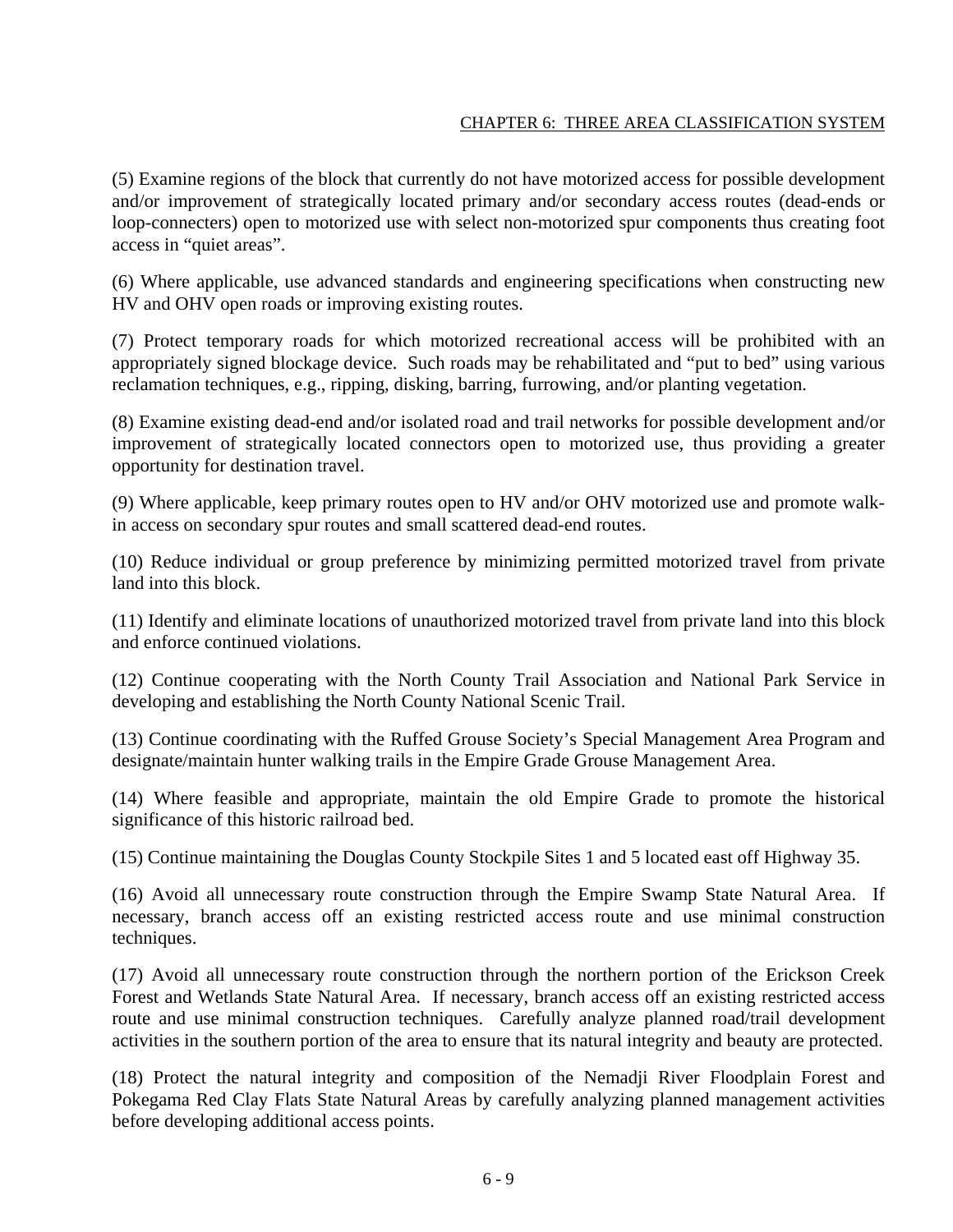(5) Examine regions of the block that currently do not have motorized access for possible development and/or improvement of strategically located primary and/or secondary access routes (dead-ends or loop-connecters) open to motorized use with select non-motorized spur components thus creating foot access in "quiet areas".

(6) Where applicable, use advanced standards and engineering specifications when constructing new HV and OHV open roads or improving existing routes.

(7) Protect temporary roads for which motorized recreational access will be prohibited with an appropriately signed blockage device. Such roads may be rehabilitated and "put to bed" using various reclamation techniques, e.g., ripping, disking, barring, furrowing, and/or planting vegetation.

(8) Examine existing dead-end and/or isolated road and trail networks for possible development and/or improvement of strategically located connectors open to motorized use, thus providing a greater opportunity for destination travel.

(9) Where applicable, keep primary routes open to HV and/or OHV motorized use and promote walk-in access on secondary spur routes and small scattered dead-end routes.

(10) Reduce individual or group preference by minimizing permitted motorized travel from private land into this block.

(11) Identify and eliminate locations of unauthorized motorized travel from private land into this block and enforce continued violations.

(12) Continue cooperating with the North County Trail Association and National Park Service in developing and establishing the North County National Scenic Trail.

(13) Continue coordinating with the Ruffed Grouse Society's Special Management Area Program and designate/maintain hunter walking trails in the Empire Grade Grouse Management Area.

(14) Where feasible and appropriate, maintain the old Empire Grade to promote the historical significance of this historic railroad bed.

(15) Continue maintaining the Douglas County Stockpile Sites 1 and 5 located east off Highway 35.

(16) Avoid all unnecessary route construction through the Empire Swamp State Natural Area. If necessary, branch access off an existing restricted access route and use minimal construction techniques.

(17) Avoid all unnecessary route construction through the northern portion of the Erickson Creek Forest and Wetlands State Natural Area. If necessary, branch access off an existing restricted access route and use minimal construction techniques. Carefully analyze planned road/trail development activities in the southern portion of the area to ensure that its natural integrity and beauty are protected.

(18) Protect the natural integrity and composition of the Nemadji River Floodplain Forest and Pokegama Red Clay Flats State Natural Areas by carefully analyzing planned management activities before developing additional access points.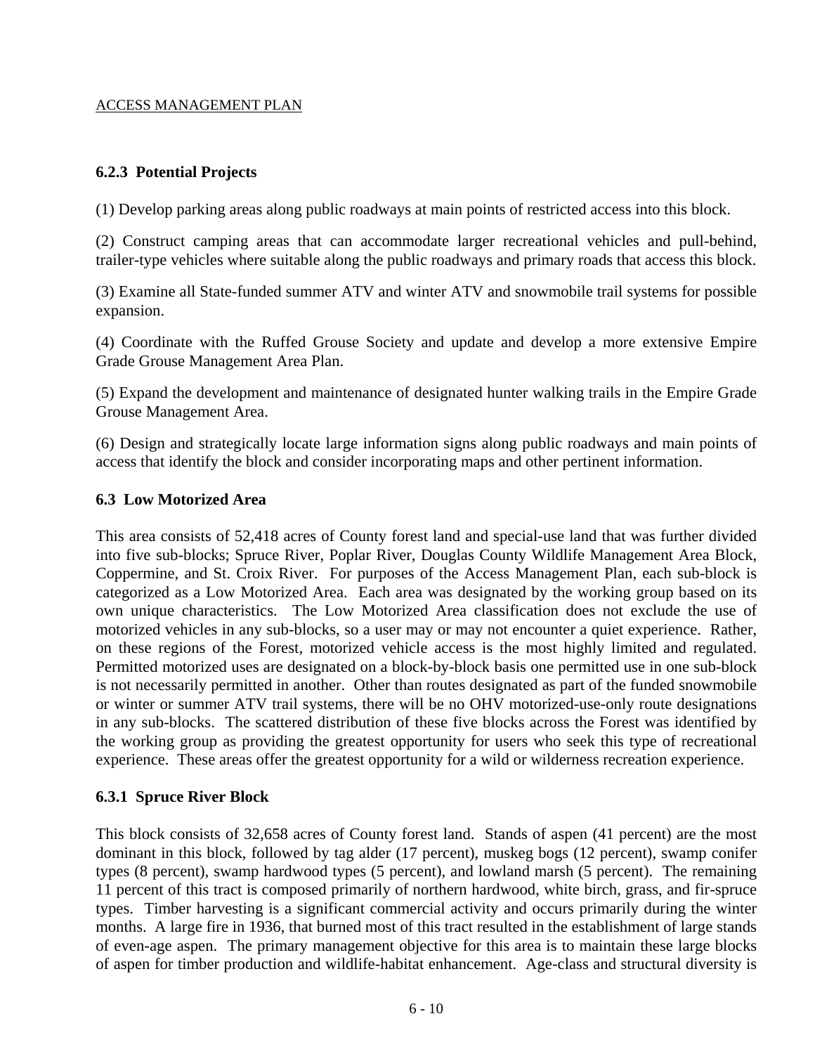### 6.2.3 Potential Projects

(1) Develop parking areas along public roadways at main points of restricted access into this block.

(2) Construct camping areas that can accommodate larger recreational vehicles and pull-behind, trailer-type vehicles where suitable along the public roadways and primary roads that access this block.

(3) Examine all State-funded summer ATV and winter ATV and snowmobile trail systems for possible expansion.

(4) Coordinate with the Ruffed Grouse Society and update and develop a more extensive Empire Grade Grouse Management Area Plan.

(5) Expand the development and maintenance of designated hunter walking trails in the Empire Grade Grouse Management Area.

(6) Design and strategically locate large information signs along public roadways and main points of access that identify the block and consider incorporating maps and other pertinent information.

## 6.3 Low Motorized Area

This area consists of 52,418 acres of County forest land and special-use land that was further divided into five sub-blocks; Spruce River, Poplar River, Douglas County Wildlife Management Area Block, Coppermine, and St. Croix River. For purposes of the Access Management Plan, each sub-block is categorized as a Low Motorized Area. Each area was designated by the working group based on its own unique characteristics. The Low Motorized Area classification does not exclude the use of motorized vehicles in any sub-blocks, so a user may or may not encounter a quiet experience. Rather, on these regions of the Forest, motorized vehicle access is the most highly limited and regulated. Permitted motorized uses are designated on a block-by-block basis one permitted use in one sub-block is not necessarily permitted in another. Other than routes designated as part of the funded snowmobile or winter or summer ATV trail systems, there will be no OHV motorized-use-only route designations in any sub-blocks. The scattered distribution of these five blocks across the Forest was identified by the working group as providing the greatest opportunity for users who seek this type of recreational experience. These areas offer the greatest opportunity for a wild or wilderness recreation experience.

### 6.3.1 Spruce River Block

This block consists of 32,658 acres of County forest land. Stands of aspen (41 percent) are the most dominant in this block, followed by tag alder (17 percent), muskeg bogs (12 percent), swamp conifer types (8 percent), swamp hardwood types (5 percent), and lowland marsh (5 percent). The remaining 11 percent of this tract is composed primarily of northern hardwood, white birch, grass, and fir-spruce types. Timber harvesting is a significant commercial activity and occurs primarily during the winter months. A large fire in 1936, that burned most of this tract resulted in the establishment of large stands of even-age aspen. The primary management objective for this area is to maintain these large blocks of aspen for timber production and wildlife-habitat enhancement. Age-class and structural diversity is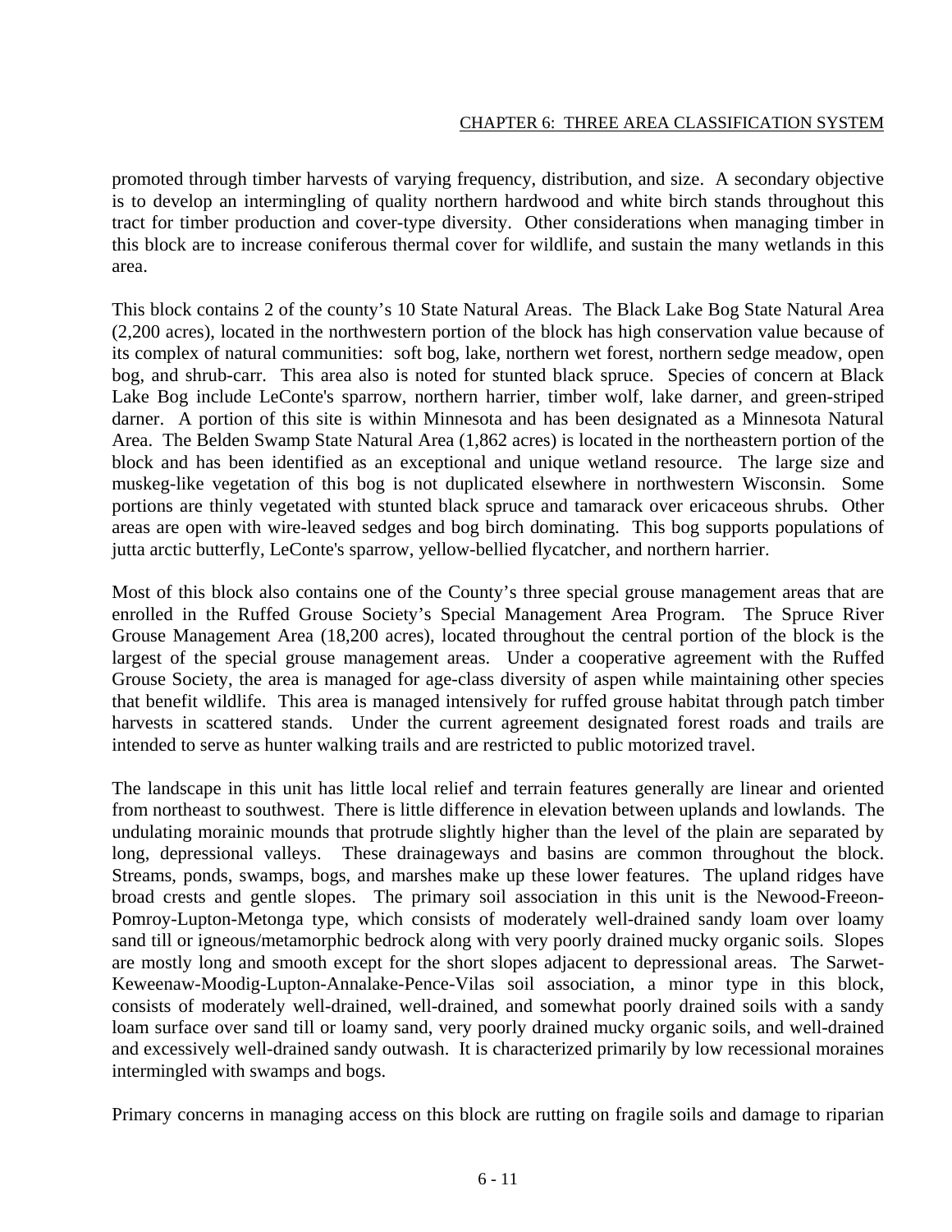promoted through timber harvests of varying frequency, distribution, and size. A secondary objective is to develop an intermingling of quality northern hardwood and white birch stands throughout this tract for timber production and cover-type diversity. Other considerations when managing timber in this block are to increase coniferous thermal cover for wildlife, and sustain the many wetlands in this area.

This block contains 2 of the county's 10 State Natural Areas. The Black Lake Bog State Natural Area (2,200 acres), located in the northwestern portion of the block has high conservation value because of its complex of natural communities: soft bog, lake, northern wet forest, northern sedge meadow, open bog, and shrub-carr. This area also is noted for stunted black spruce. Species of concern at Black Lake Bog include LeConte's sparrow, northern harrier, timber wolf, lake darner, and green-striped darner. A portion of this site is within Minnesota and has been designated as a Minnesota Natural Area. The Belden Swamp State Natural Area (1,862 acres) is located in the northeastern portion of the block and has been identified as an exceptional and unique wetland resource. The large size and muskeg-like vegetation of this bog is not duplicated elsewhere in northwestern Wisconsin. Some portions are thinly vegetated with stunted black spruce and tamarack over ericaceous shrubs. Other areas are open with wire-leaved sedges and bog birch dominating. This bog supports populations of jutta arctic butterfly, LeConte's sparrow, yellow-bellied flycatcher, and northern harrier.

Most of this block also contains one of the County's three special grouse management areas that are enrolled in the Ruffed Grouse Society's Special Management Area Program. The Spruce River Grouse Management Area (18,200 acres), located throughout the central portion of the block is the largest of the special grouse management areas. Under a cooperative agreement with the Ruffed Grouse Society, the area is managed for age-class diversity of aspen while maintaining other species that benefit wildlife. This area is managed intensively for ruffed grouse habitat through patch timber harvests in scattered stands. Under the current agreement designated forest roads and trails are intended to serve as hunter walking trails and are restricted to public motorized travel.

The landscape in this unit has little local relief and terrain features generally are linear and oriented from northeast to southwest. There is little difference in elevation between uplands and lowlands. The undulating morainic mounds that protrude slightly higher than the level of the plain are separated by long, depressional valleys. These drainageways and basins are common throughout the block. Streams, ponds, swamps, bogs, and marshes make up these lower features. The upland ridges have broad crests and gentle slopes. The primary soil association in this unit is the Newood-Freeon-Pomroy-Lupton-Metonga type, which consists of moderately well-drained sandy loam over loamy sand till or igneous/metamorphic bedrock along with very poorly drained mucky organic soils. Slopes are mostly long and smooth except for the short slopes adjacent to depressional areas. The Sarwet-Keweenaw-Moodig-Lupton-Annalake-Pence-Vilas soil association, a minor type in this block, consists of moderately well-drained, well-drained, and somewhat poorly drained soils with a sandy loam surface over sand till or loamy sand, very poorly drained mucky organic soils, and well-drained and excessively well-drained sandy outwash. It is characterized primarily by low recessional moraines intermingled with swamps and bogs.

Primary concerns in managing access on this block are rutting on fragile soils and damage to riparian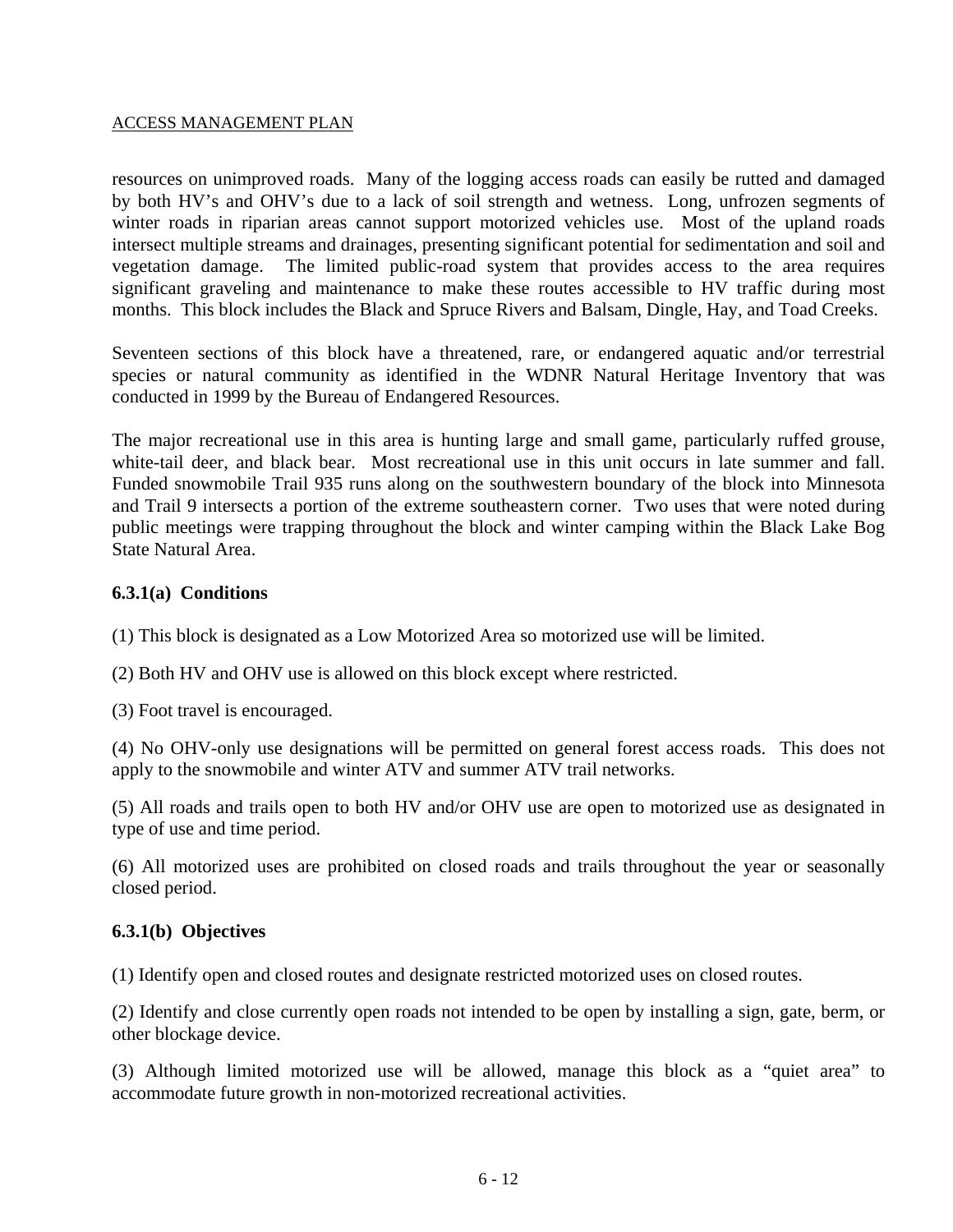resources on unimproved roads. Many of the logging access roads can easily be rutted and damaged by both HV's and OHV's due to a lack of soil strength and wetness. Long, unfrozen segments of winter roads in riparian areas cannot support motorized vehicles use. Most of the upland roads intersect multiple streams and drainages, presenting significant potential for sedimentation and soil and vegetation damage. The limited public-road system that provides access to the area requires significant graveling and maintenance to make these routes accessible to HV traffic during most months. This block includes the Black and Spruce Rivers and Balsam, Dingle, Hay, and Toad Creeks.

Seventeen sections of this block have a threatened, rare, or endangered aquatic and/or terrestrial species or natural community as identified in the WDNR Natural Heritage Inventory that was conducted in 1999 by the Bureau of Endangered Resources.

The major recreational use in this area is hunting large and small game, particularly ruffed grouse, white-tail deer, and black bear. Most recreational use in this unit occurs in late summer and fall. Funded snowmobile Trail 935 runs along on the southwestern boundary of the block into Minnesota and Trail 9 intersects a portion of the extreme southeastern corner. Two uses that were noted during public meetings were trapping throughout the block and winter camping within the Black Lake Bog State Natural Area.

**6.3.1(a) Conditions**

(1) This block is designated as a Low Motorized Area so motorized use will be limited.

(2) Both HV and OHV use is allowed on this block except where restricted.

(3) Foot travel is encouraged.

(4) No OHV-only use designations will be permitted on general forest access roads. This does not apply to the snowmobile and winter ATV and summer ATV trail networks.

(5) All roads and trails open to both HV and/or OHV use are open to motorized use as designated in type of use and time period.

(6) All motorized uses are prohibited on closed roads and trails throughout the year or seasonally closed period.

**6.3.1(b) Objectives**

(1) Identify open and closed routes and designate restricted motorized uses on closed routes.

(2) Identify and close currently open roads not intended to be open by installing a sign, gate, berm, or other blockage device.

(3) Although limited motorized use will be allowed, manage this block as a "quiet area" to accommodate future growth in non-motorized recreational activities.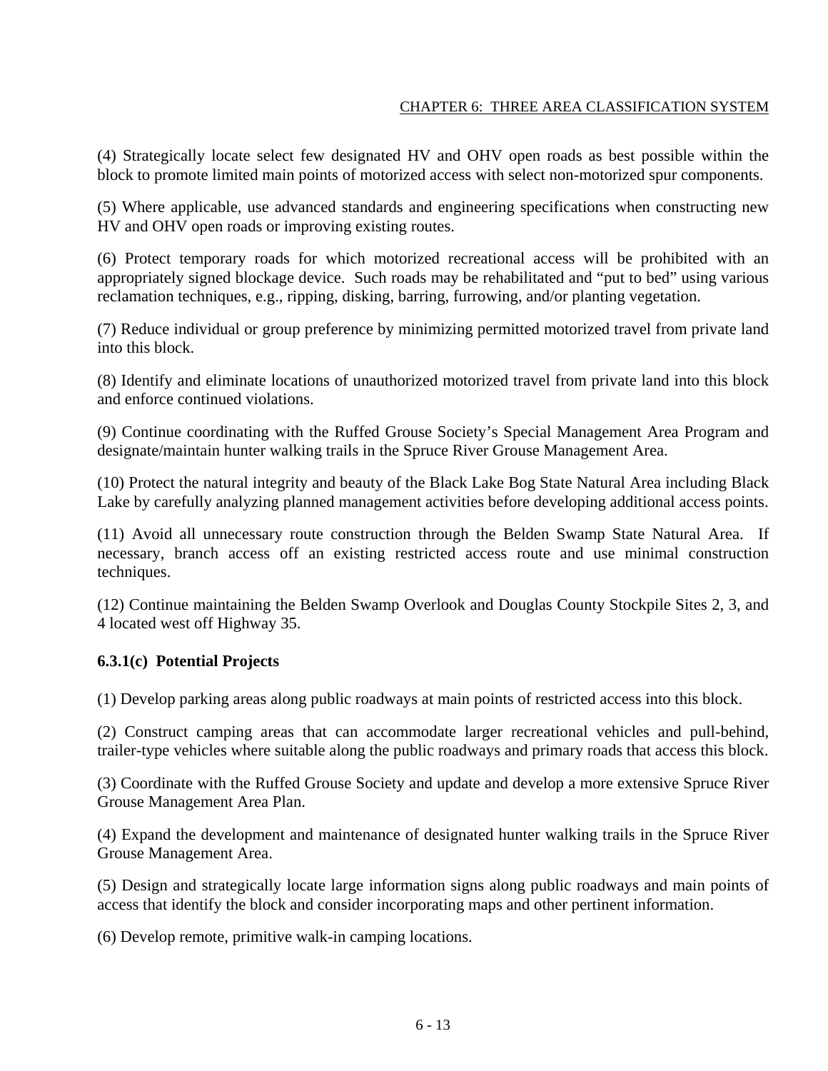(4) Strategically locate select few designated HV and OHV open roads as best possible within the block to promote limited main points of motorized access with select non-motorized spur components.

(5) Where applicable, use advanced standards and engineering specifications when constructing new HV and OHV open roads or improving existing routes.

(6) Protect temporary roads for which motorized recreational access will be prohibited with an appropriately signed blockage device. Such roads may be rehabilitated and "put to bed" using various reclamation techniques, e.g., ripping, disking, barring, furrowing, and/or planting vegetation.

(7) Reduce individual or group preference by minimizing permitted motorized travel from private land into this block.

(8) Identify and eliminate locations of unauthorized motorized travel from private land into this block and enforce continued violations.

(9) Continue coordinating with the Ruffed Grouse Society's Special Management Area Program and designate/maintain hunter walking trails in the Spruce River Grouse Management Area.

(10) Protect the natural integrity and beauty of the Black Lake Bog State Natural Area including Black Lake by carefully analyzing planned management activities before developing additional access points.

(11) Avoid all unnecessary route construction through the Belden Swamp State Natural Area. If necessary, branch access off an existing restricted access route and use minimal construction techniques.

(12) Continue maintaining the Belden Swamp Overlook and Douglas County Stockpile Sites 2, 3, and 4 located west off Highway 35.

### 6.3.1(c) Potential Projects

(1) Develop parking areas along public roadways at main points of restricted access into this block.

(2) Construct camping areas that can accommodate larger recreational vehicles and pull-behind, trailer-type vehicles where suitable along the public roadways and primary roads that access this block.

(3) Coordinate with the Ruffed Grouse Society and update and develop a more extensive Spruce River Grouse Management Area Plan.

(4) Expand the development and maintenance of designated hunter walking trails in the Spruce River Grouse Management Area.

(5) Design and strategically locate large information signs along public roadways and main points of access that identify the block and consider incorporating maps and other pertinent information.

(6) Develop remote, primitive walk-in camping locations.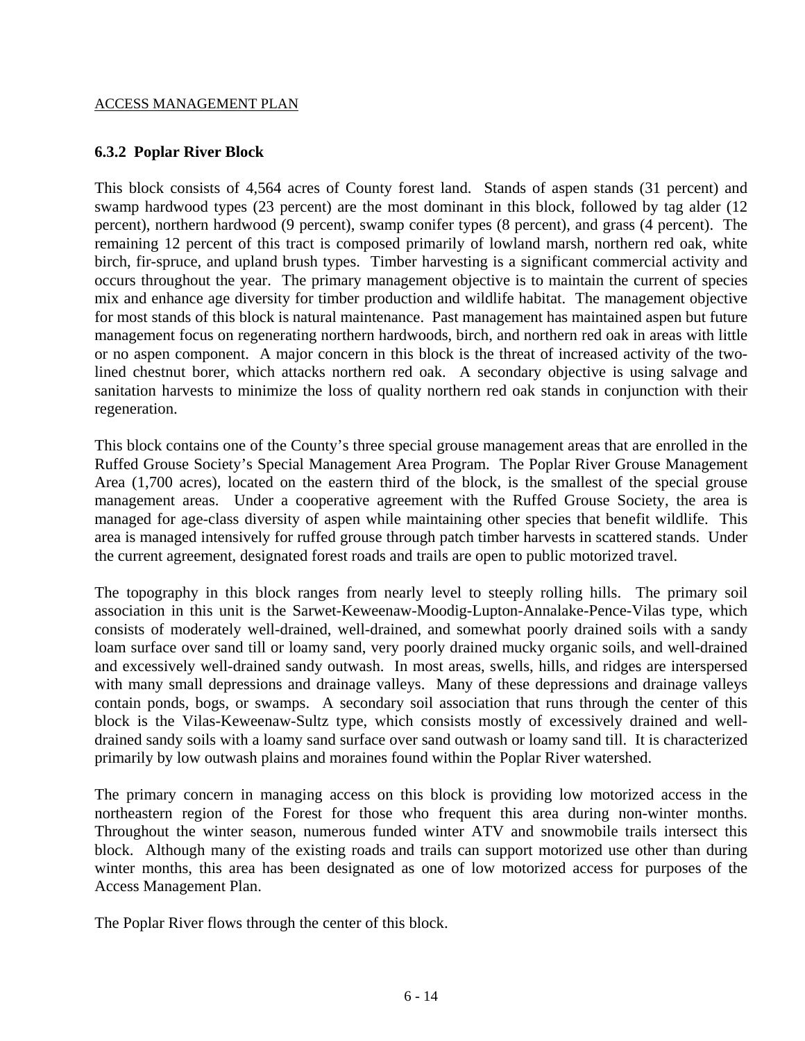### 6.3.2 Poplar River Block

This block consists of 4,564 acres of County forest land. Stands of aspen stands (31 percent) and swamp hardwood types (23 percent) are the most dominant in this block, followed by tag alder (12 percent), northern hardwood (9 percent), swamp conifer types (8 percent), and grass (4 percent). The remaining 12 percent of this tract is composed primarily of lowland marsh, northern red oak, white birch, fir-spruce, and upland brush types. Timber harvesting is a significant commercial activity and occurs throughout the year. The primary management objective is to maintain the current of species mix and enhance age diversity for timber production and wildlife habitat. The management objective for most stands of this block is natural maintenance. Past management has maintained aspen but future management focus on regenerating northern hardwoods, birch, and northern red oak in areas with little or no aspen component. A major concern in this block is the threat of increased activity of the two-lined chestnut borer, which attacks northern red oak. A secondary objective is using salvage and sanitation harvests to minimize the loss of quality northern red oak stands in conjunction with their regeneration.

This block contains one of the County's three special grouse management areas that are enrolled in the Ruffed Grouse Society's Special Management Area Program. The Poplar River Grouse Management Area (1,700 acres), located on the eastern third of the block, is the smallest of the special grouse management areas. Under a cooperative agreement with the Ruffed Grouse Society, the area is managed for age-class diversity of aspen while maintaining other species that benefit wildlife. This area is managed intensively for ruffed grouse through patch timber harvests in scattered stands. Under the current agreement, designated forest roads and trails are open to public motorized travel.

The topography in this block ranges from nearly level to steeply rolling hills. The primary soil association in this unit is the Sarwet-Keweenaw-Moodig-Lupton-Annalake-Pence-Vilas type, which consists of moderately well-drained, well-drained, and somewhat poorly drained soils with a sandy loam surface over sand till or loamy sand, very poorly drained mucky organic soils, and well-drained and excessively well-drained sandy outwash. In most areas, swells, hills, and ridges are interspersed with many small depressions and drainage valleys. Many of these depressions and drainage valleys contain ponds, bogs, or swamps. A secondary soil association that runs through the center of this block is the Vilas-Keweenaw-Sultz type, which consists mostly of excessively drained and well-drained sandy soils with a loamy sand surface over sand outwash or loamy sand till. It is characterized primarily by low outwash plains and moraines found within the Poplar River watershed.

The primary concern in managing access on this block is providing low motorized access in the northeastern region of the Forest for those who frequent this area during non-winter months. Throughout the winter season, numerous funded winter ATV and snowmobile trails intersect this block. Although many of the existing roads and trails can support motorized use other than during winter months, this area has been designated as one of low motorized access for purposes of the Access Management Plan.

The Poplar River flows through the center of this block.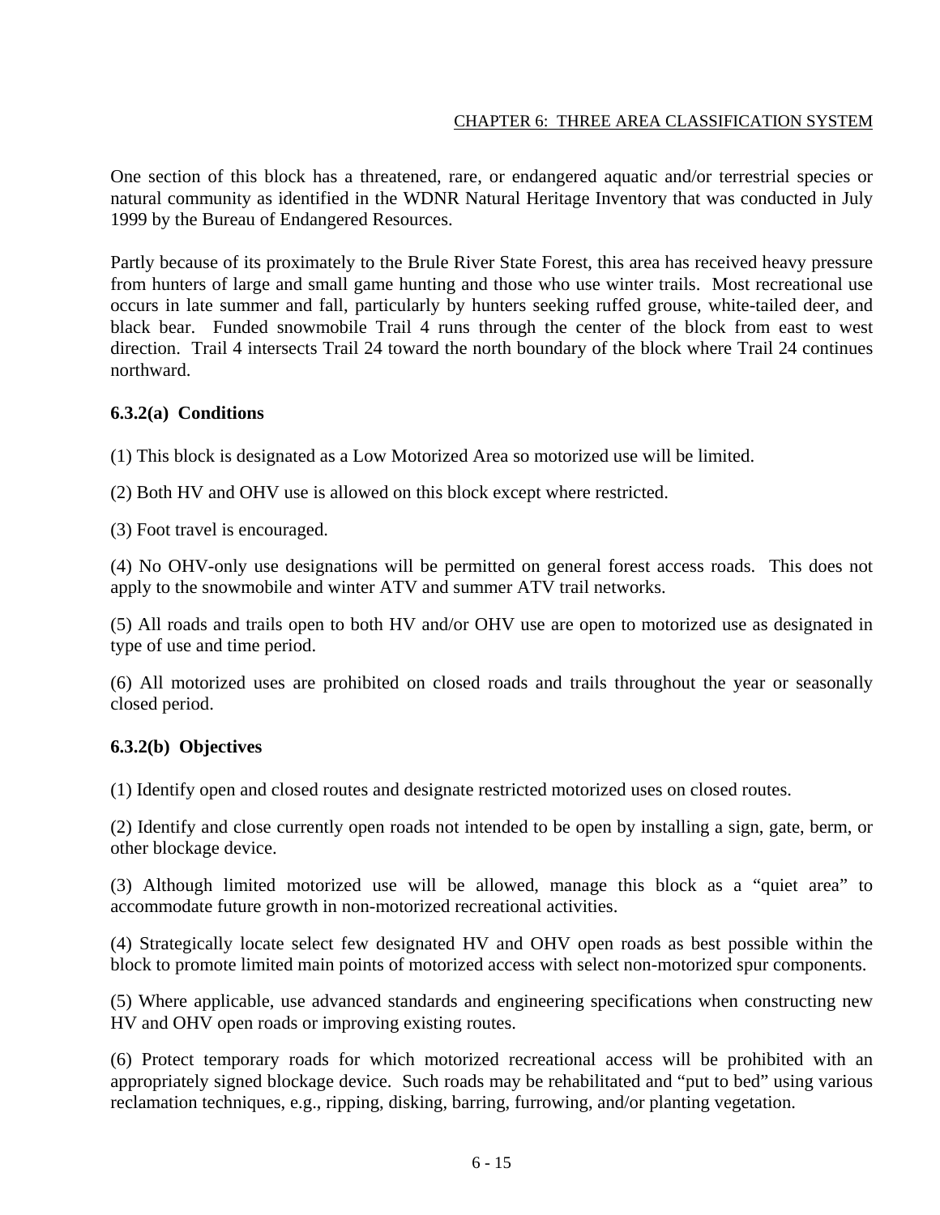One section of this block has a threatened, rare, or endangered aquatic and/or terrestrial species or natural community as identified in the WDNR Natural Heritage Inventory that was conducted in July 1999 by the Bureau of Endangered Resources.

Partly because of its proximately to the Brule River State Forest, this area has received heavy pressure from hunters of large and small game hunting and those who use winter trails. Most recreational use occurs in late summer and fall, particularly by hunters seeking ruffed grouse, white-tailed deer, and black bear. Funded snowmobile Trail 4 runs through the center of the block from east to west direction. Trail 4 intersects Trail 24 toward the north boundary of the block where Trail 24 continues northward.

### 6.3.2(a) Conditions

(1) This block is designated as a Low Motorized Area so motorized use will be limited.

(2) Both HV and OHV use is allowed on this block except where restricted.

(3) Foot travel is encouraged.

(4) No OHV-only use designations will be permitted on general forest access roads. This does not apply to the snowmobile and winter ATV and summer ATV trail networks.

(5) All roads and trails open to both HV and/or OHV use are open to motorized use as designated in type of use and time period.

(6) All motorized uses are prohibited on closed roads and trails throughout the year or seasonally closed period.

### 6.3.2(b) Objectives

(1) Identify open and closed routes and designate restricted motorized uses on closed routes.

(2) Identify and close currently open roads not intended to be open by installing a sign, gate, berm, or other blockage device.

(3) Although limited motorized use will be allowed, manage this block as a "quiet area" to accommodate future growth in non-motorized recreational activities.

(4) Strategically locate select few designated HV and OHV open roads as best possible within the block to promote limited main points of motorized access with select non-motorized spur components.

(5) Where applicable, use advanced standards and engineering specifications when constructing new HV and OHV open roads or improving existing routes.

(6) Protect temporary roads for which motorized recreational access will be prohibited with an appropriately signed blockage device. Such roads may be rehabilitated and "put to bed" using various reclamation techniques, e.g., ripping, disking, barring, furrowing, and/or planting vegetation.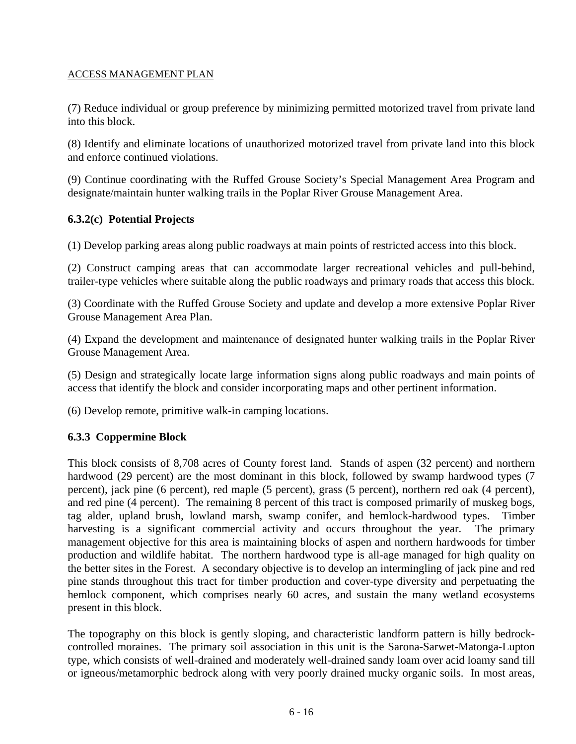ACCESS MANAGEMENT PLAN

(7) Reduce individual or group preference by minimizing permitted motorized travel from private land into this block.

(8) Identify and eliminate locations of unauthorized motorized travel from private land into this block and enforce continued violations.

(9) Continue coordinating with the Ruffed Grouse Society's Special Management Area Program and designate/maintain hunter walking trails in the Poplar River Grouse Management Area.

### 6.3.2(c) Potential Projects

(1) Develop parking areas along public roadways at main points of restricted access into this block.

(2) Construct camping areas that can accommodate larger recreational vehicles and pull-behind, trailer-type vehicles where suitable along the public roadways and primary roads that access this block.

(3) Coordinate with the Ruffed Grouse Society and update and develop a more extensive Poplar River Grouse Management Area Plan.

(4) Expand the development and maintenance of designated hunter walking trails in the Poplar River Grouse Management Area.

(5) Design and strategically locate large information signs along public roadways and main points of access that identify the block and consider incorporating maps and other pertinent information.

(6) Develop remote, primitive walk-in camping locations.

### 6.3.3 Coppermine Block

This block consists of 8,708 acres of County forest land. Stands of aspen (32 percent) and northern hardwood (29 percent) are the most dominant in this block, followed by swamp hardwood types (7 percent), jack pine (6 percent), red maple (5 percent), grass (5 percent), northern red oak (4 percent), and red pine (4 percent). The remaining 8 percent of this tract is composed primarily of muskeg bogs, tag alder, upland brush, lowland marsh, swamp conifer, and hemlock-hardwood types. Timber harvesting is a significant commercial activity and occurs throughout the year. The primary management objective for this area is maintaining blocks of aspen and northern hardwoods for timber production and wildlife habitat. The northern hardwood type is all-age managed for high quality on the better sites in the Forest. A secondary objective is to develop an intermingling of jack pine and red pine stands throughout this tract for timber production and cover-type diversity and perpetuating the hemlock component, which comprises nearly 60 acres, and sustain the many wetland ecosystems present in this block.

The topography on this block is gently sloping, and characteristic landform pattern is hilly bedrock-controlled moraines. The primary soil association in this unit is the Sarona-Sarwet-Matonga-Lupton type, which consists of well-drained and moderately well-drained sandy loam over acid loamy sand till or igneous/metamorphic bedrock along with very poorly drained mucky organic soils. In most areas,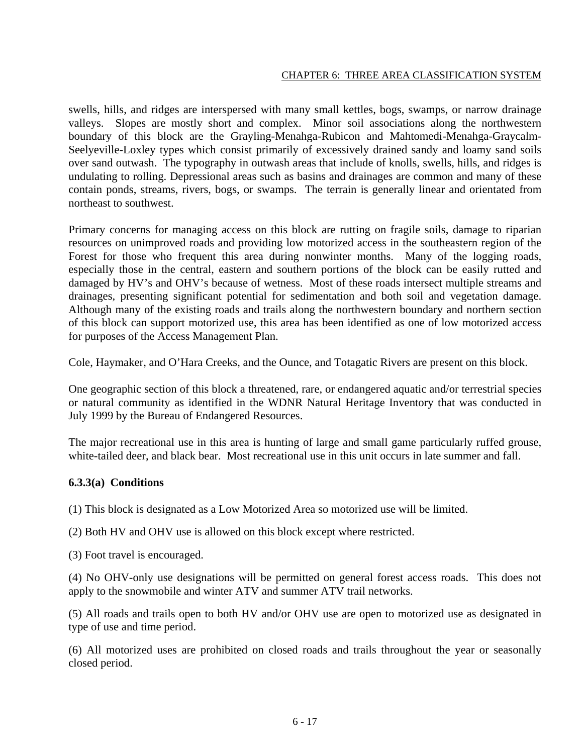swells, hills, and ridges are interspersed with many small kettles, bogs, swamps, or narrow drainage valleys. Slopes are mostly short and complex. Minor soil associations along the northwestern boundary of this block are the Grayling-Menahga-Rubicon and Mahtomedi-Menahga-Graycalm-Seelyeville-Loxley types which consist primarily of excessively drained sandy and loamy sand soils over sand outwash. The typography in outwash areas that include of knolls, swells, hills, and ridges is undulating to rolling. Depressional areas such as basins and drainages are common and many of these contain ponds, streams, rivers, bogs, or swamps. The terrain is generally linear and orientated from northeast to southwest.

Primary concerns for managing access on this block are rutting on fragile soils, damage to riparian resources on unimproved roads and providing low motorized access in the southeastern region of the Forest for those who frequent this area during nonwinter months. Many of the logging roads, especially those in the central, eastern and southern portions of the block can be easily rutted and damaged by HV's and OHV's because of wetness. Most of these roads intersect multiple streams and drainages, presenting significant potential for sedimentation and both soil and vegetation damage. Although many of the existing roads and trails along the northwestern boundary and northern section of this block can support motorized use, this area has been identified as one of low motorized access for purposes of the Access Management Plan.

Cole, Haymaker, and O'Hara Creeks, and the Ounce, and Totagatic Rivers are present on this block.

One geographic section of this block a threatened, rare, or endangered aquatic and/or terrestrial species or natural community as identified in the WDNR Natural Heritage Inventory that was conducted in July 1999 by the Bureau of Endangered Resources.

The major recreational use in this area is hunting of large and small game particularly ruffed grouse, white-tailed deer, and black bear. Most recreational use in this unit occurs in late summer and fall.

### 6.3.3(a) Conditions

(1) This block is designated as a Low Motorized Area so motorized use will be limited.

(2) Both HV and OHV use is allowed on this block except where restricted.

(3) Foot travel is encouraged.

(4) No OHV-only use designations will be permitted on general forest access roads. This does not apply to the snowmobile and winter ATV and summer ATV trail networks.

(5) All roads and trails open to both HV and/or OHV use are open to motorized use as designated in type of use and time period.

(6) All motorized uses are prohibited on closed roads and trails throughout the year or seasonally closed period.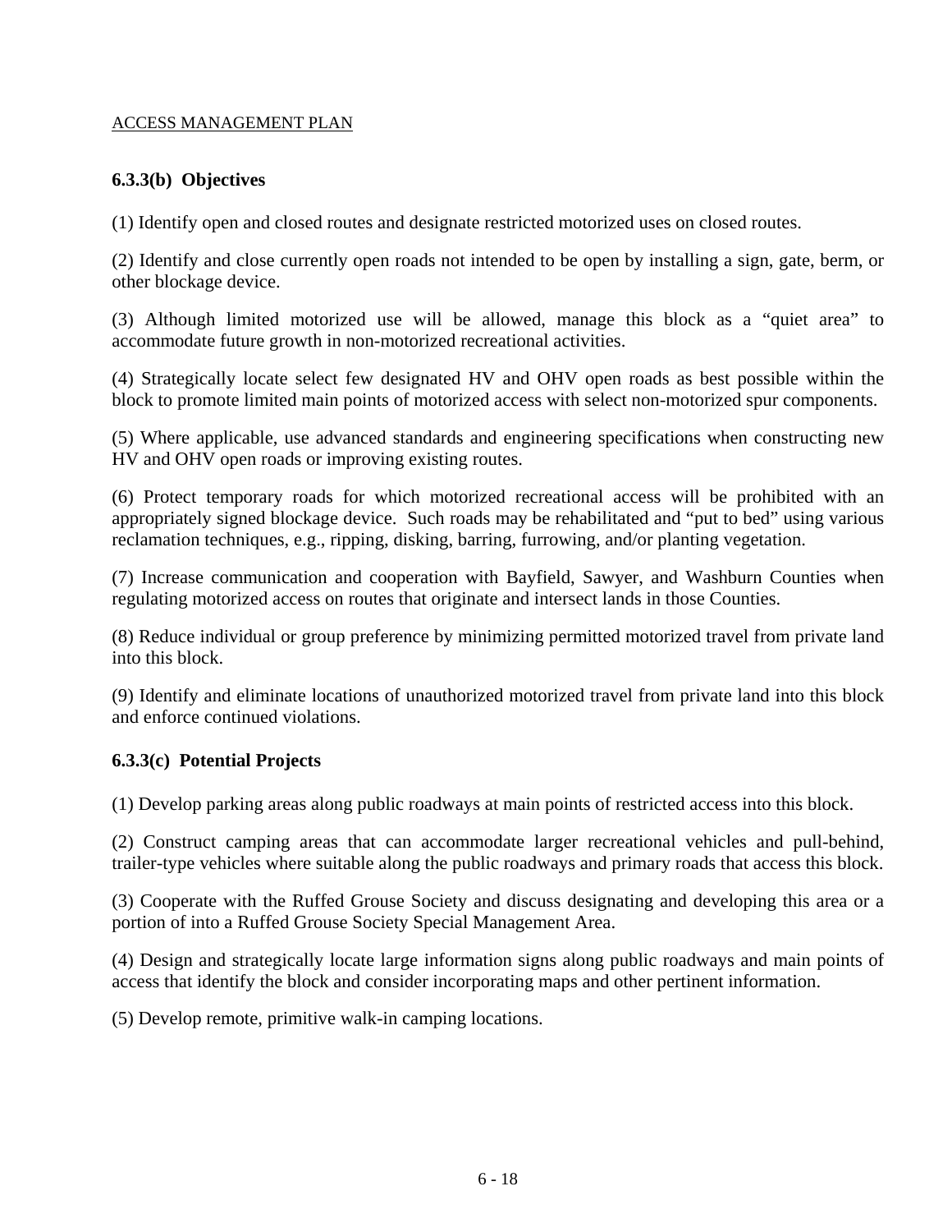ACCESS MANAGEMENT PLAN

### 6.3.3(b) Objectives

(1) Identify open and closed routes and designate restricted motorized uses on closed routes.

(2) Identify and close currently open roads not intended to be open by installing a sign, gate, berm, or other blockage device.

(3) Although limited motorized use will be allowed, manage this block as a "quiet area" to accommodate future growth in non-motorized recreational activities.

(4) Strategically locate select few designated HV and OHV open roads as best possible within the block to promote limited main points of motorized access with select non-motorized spur components.

(5) Where applicable, use advanced standards and engineering specifications when constructing new HV and OHV open roads or improving existing routes.

(6) Protect temporary roads for which motorized recreational access will be prohibited with an appropriately signed blockage device. Such roads may be rehabilitated and "put to bed" using various reclamation techniques, e.g., ripping, disking, barring, furrowing, and/or planting vegetation.

(7) Increase communication and cooperation with Bayfield, Sawyer, and Washburn Counties when regulating motorized access on routes that originate and intersect lands in those Counties.

(8) Reduce individual or group preference by minimizing permitted motorized travel from private land into this block.

(9) Identify and eliminate locations of unauthorized motorized travel from private land into this block and enforce continued violations.

### 6.3.3(c) Potential Projects

(1) Develop parking areas along public roadways at main points of restricted access into this block.

(2) Construct camping areas that can accommodate larger recreational vehicles and pull-behind, trailer-type vehicles where suitable along the public roadways and primary roads that access this block.

(3) Cooperate with the Ruffed Grouse Society and discuss designating and developing this area or a portion of into a Ruffed Grouse Society Special Management Area.

(4) Design and strategically locate large information signs along public roadways and main points of access that identify the block and consider incorporating maps and other pertinent information.

(5) Develop remote, primitive walk-in camping locations.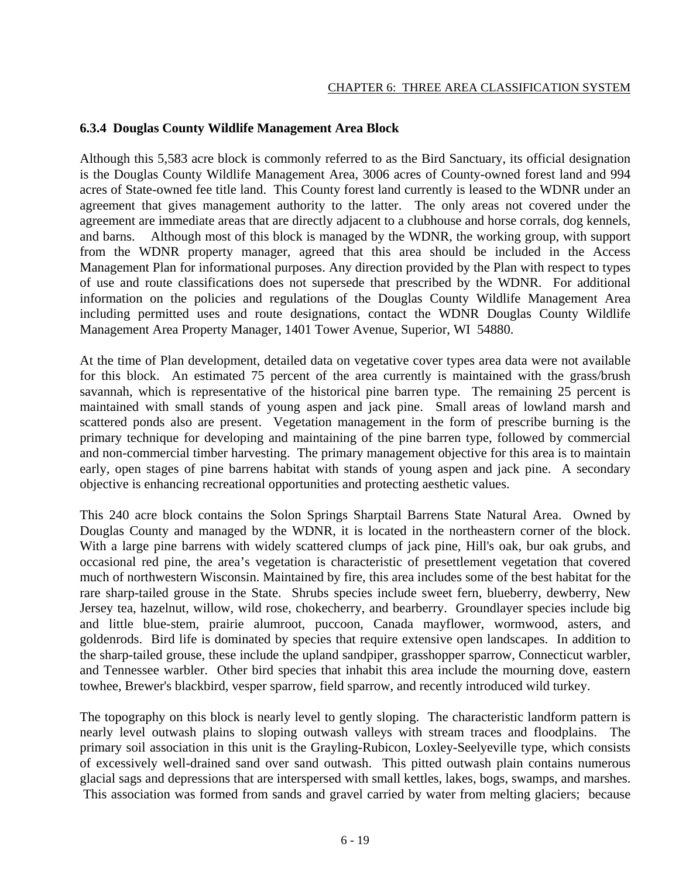### 6.3.4 Douglas County Wildlife Management Area Block

Although this 5,583 acre block is commonly referred to as the Bird Sanctuary, its official designation is the Douglas County Wildlife Management Area, 3006 acres of County-owned forest land and 994 acres of State-owned fee title land. This County forest land currently is leased to the WDNR under an agreement that gives management authority to the latter. The only areas not covered under the agreement are immediate areas that are directly adjacent to a clubhouse and horse corrals, dog kennels, and barns. Although most of this block is managed by the WDNR, the working group, with support from the WDNR property manager, agreed that this area should be included in the Access Management Plan for informational purposes. Any direction provided by the Plan with respect to types of use and route classifications does not supersede that prescribed by the WDNR. For additional information on the policies and regulations of the Douglas County Wildlife Management Area including permitted uses and route designations, contact the WDNR Douglas County Wildlife Management Area Property Manager, 1401 Tower Avenue, Superior, WI 54880.

At the time of Plan development, detailed data on vegetative cover types area data were not available for this block. An estimated 75 percent of the area currently is maintained with the grass/brush savannah, which is representative of the historical pine barren type. The remaining 25 percent is maintained with small stands of young aspen and jack pine. Small areas of lowland marsh and scattered ponds also are present. Vegetation management in the form of prescribe burning is the primary technique for developing and maintaining of the pine barren type, followed by commercial and non-commercial timber harvesting. The primary management objective for this area is to maintain early, open stages of pine barrens habitat with stands of young aspen and jack pine. A secondary objective is enhancing recreational opportunities and protecting aesthetic values.

This 240 acre block contains the Solon Springs Sharptail Barrens State Natural Area. Owned by Douglas County and managed by the WDNR, it is located in the northeastern corner of the block. With a large pine barrens with widely scattered clumps of jack pine, Hill's oak, bur oak grubs, and occasional red pine, the area's vegetation is characteristic of presettlement vegetation that covered much of northwestern Wisconsin. Maintained by fire, this area includes some of the best habitat for the rare sharp-tailed grouse in the State. Shrubs species include sweet fern, blueberry, dewberry, New Jersey tea, hazelnut, willow, wild rose, chokecherry, and bearberry. Groundlayer species include big and little blue-stem, prairie alumroot, puccoon, Canada mayflower, wormwood, asters, and goldenrods. Bird life is dominated by species that require extensive open landscapes. In addition to the sharp-tailed grouse, these include the upland sandpiper, grasshopper sparrow, Connecticut warbler, and Tennessee warbler. Other bird species that inhabit this area include the mourning dove, eastern towhee, Brewer's blackbird, vesper sparrow, field sparrow, and recently introduced wild turkey.

The topography on this block is nearly level to gently sloping. The characteristic landform pattern is nearly level outwash plains to sloping outwash valleys with stream traces and floodplains. The primary soil association in this unit is the Grayling-Rubicon, Loxley-Seelyeville type, which consists of excessively well-drained sand over sand outwash. This pitted outwash plain contains numerous glacial sags and depressions that are interspersed with small kettles, lakes, bogs, swamps, and marshes. This association was formed from sands and gravel carried by water from melting glaciers; because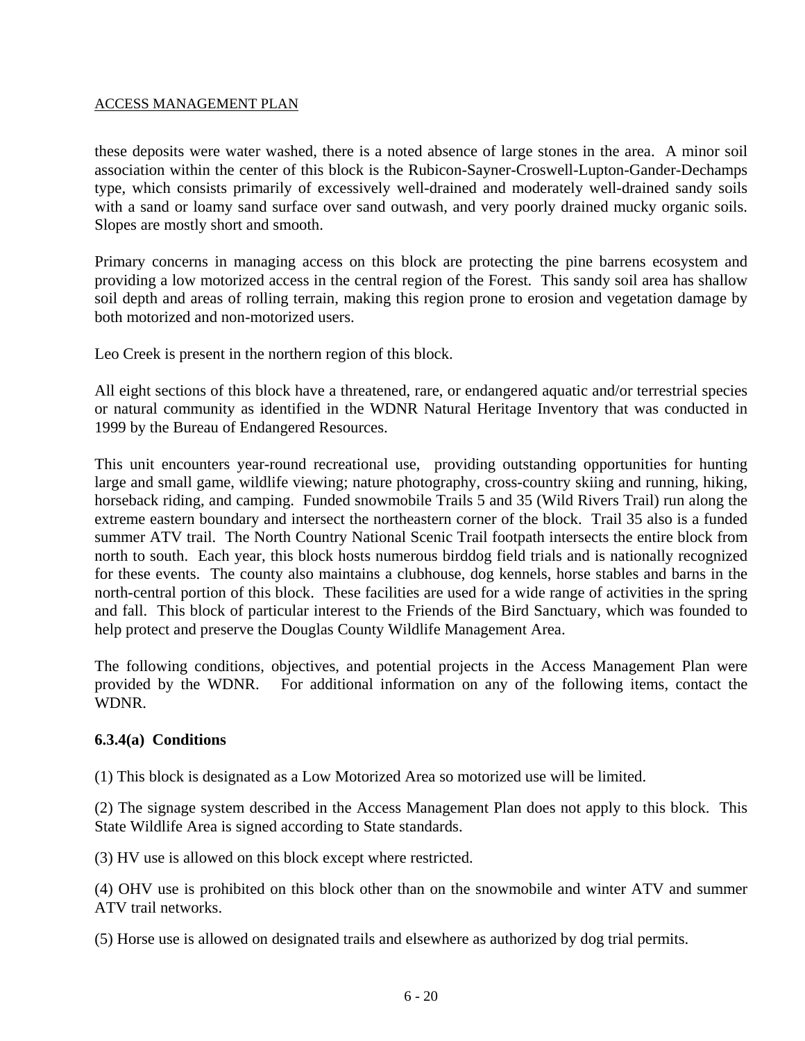these deposits were water washed, there is a noted absence of large stones in the area. A minor soil association within the center of this block is the Rubicon-Sayner-Croswell-Lupton-Gander-Dechamps type, which consists primarily of excessively well-drained and moderately well-drained sandy soils with a sand or loamy sand surface over sand outwash, and very poorly drained mucky organic soils. Slopes are mostly short and smooth.

Primary concerns in managing access on this block are protecting the pine barrens ecosystem and providing a low motorized access in the central region of the Forest. This sandy soil area has shallow soil depth and areas of rolling terrain, making this region prone to erosion and vegetation damage by both motorized and non-motorized users.

Leo Creek is present in the northern region of this block.

All eight sections of this block have a threatened, rare, or endangered aquatic and/or terrestrial species or natural community as identified in the WDNR Natural Heritage Inventory that was conducted in 1999 by the Bureau of Endangered Resources.

This unit encounters year-round recreational use, providing outstanding opportunities for hunting large and small game, wildlife viewing; nature photography, cross-country skiing and running, hiking, horseback riding, and camping. Funded snowmobile Trails 5 and 35 (Wild Rivers Trail) run along the extreme eastern boundary and intersect the northeastern corner of the block. Trail 35 also is a funded summer ATV trail. The North Country National Scenic Trail footpath intersects the entire block from north to south. Each year, this block hosts numerous birddog field trials and is nationally recognized for these events. The county also maintains a clubhouse, dog kennels, horse stables and barns in the north-central portion of this block. These facilities are used for a wide range of activities in the spring and fall. This block of particular interest to the Friends of the Bird Sanctuary, which was founded to help protect and preserve the Douglas County Wildlife Management Area.

The following conditions, objectives, and potential projects in the Access Management Plan were provided by the WDNR. For additional information on any of the following items, contact the WDNR.

### 6.3.4(a) Conditions

(1) This block is designated as a Low Motorized Area so motorized use will be limited.

(2) The signage system described in the Access Management Plan does not apply to this block. This State Wildlife Area is signed according to State standards.

(3) HV use is allowed on this block except where restricted.

(4) OHV use is prohibited on this block other than on the snowmobile and winter ATV and summer ATV trail networks.

(5) Horse use is allowed on designated trails and elsewhere as authorized by dog trial permits.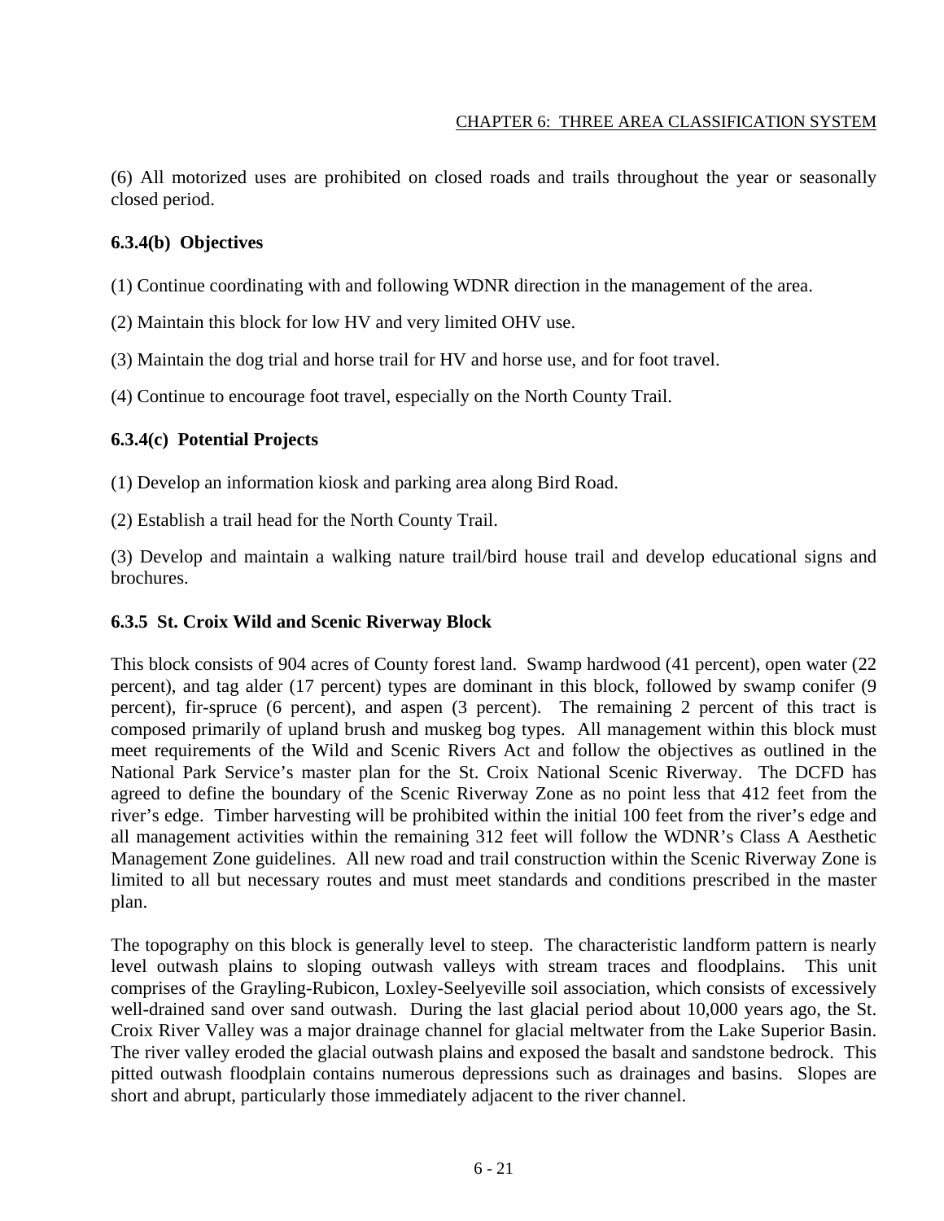(6) All motorized uses are prohibited on closed roads and trails throughout the year or seasonally closed period.

### 6.3.4(b) Objectives

(1) Continue coordinating with and following WDNR direction in the management of the area.

(2) Maintain this block for low HV and very limited OHV use.

(3) Maintain the dog trial and horse trail for HV and horse use, and for foot travel.

(4) Continue to encourage foot travel, especially on the North County Trail.

### 6.3.4(c) Potential Projects

(1) Develop an information kiosk and parking area along Bird Road.

(2) Establish a trail head for the North County Trail.

(3) Develop and maintain a walking nature trail/bird house trail and develop educational signs and brochures.

### 6.3.5 St. Croix Wild and Scenic Riverway Block

This block consists of 904 acres of County forest land. Swamp hardwood (41 percent), open water (22 percent), and tag alder (17 percent) types are dominant in this block, followed by swamp conifer (9 percent), fir-spruce (6 percent), and aspen (3 percent). The remaining 2 percent of this tract is composed primarily of upland brush and muskeg bog types. All management within this block must meet requirements of the Wild and Scenic Rivers Act and follow the objectives as outlined in the National Park Service's master plan for the St. Croix National Scenic Riverway. The DCFD has agreed to define the boundary of the Scenic Riverway Zone as no point less that 412 feet from the river's edge. Timber harvesting will be prohibited within the initial 100 feet from the river's edge and all management activities within the remaining 312 feet will follow the WDNR's Class A Aesthetic Management Zone guidelines. All new road and trail construction within the Scenic Riverway Zone is limited to all but necessary routes and must meet standards and conditions prescribed in the master plan.

The topography on this block is generally level to steep. The characteristic landform pattern is nearly level outwash plains to sloping outwash valleys with stream traces and floodplains. This unit comprises of the Grayling-Rubicon, Loxley-Seelyeville soil association, which consists of excessively well-drained sand over sand outwash. During the last glacial period about 10,000 years ago, the St. Croix River Valley was a major drainage channel for glacial meltwater from the Lake Superior Basin. The river valley eroded the glacial outwash plains and exposed the basalt and sandstone bedrock. This pitted outwash floodplain contains numerous depressions such as drainages and basins. Slopes are short and abrupt, particularly those immediately adjacent to the river channel.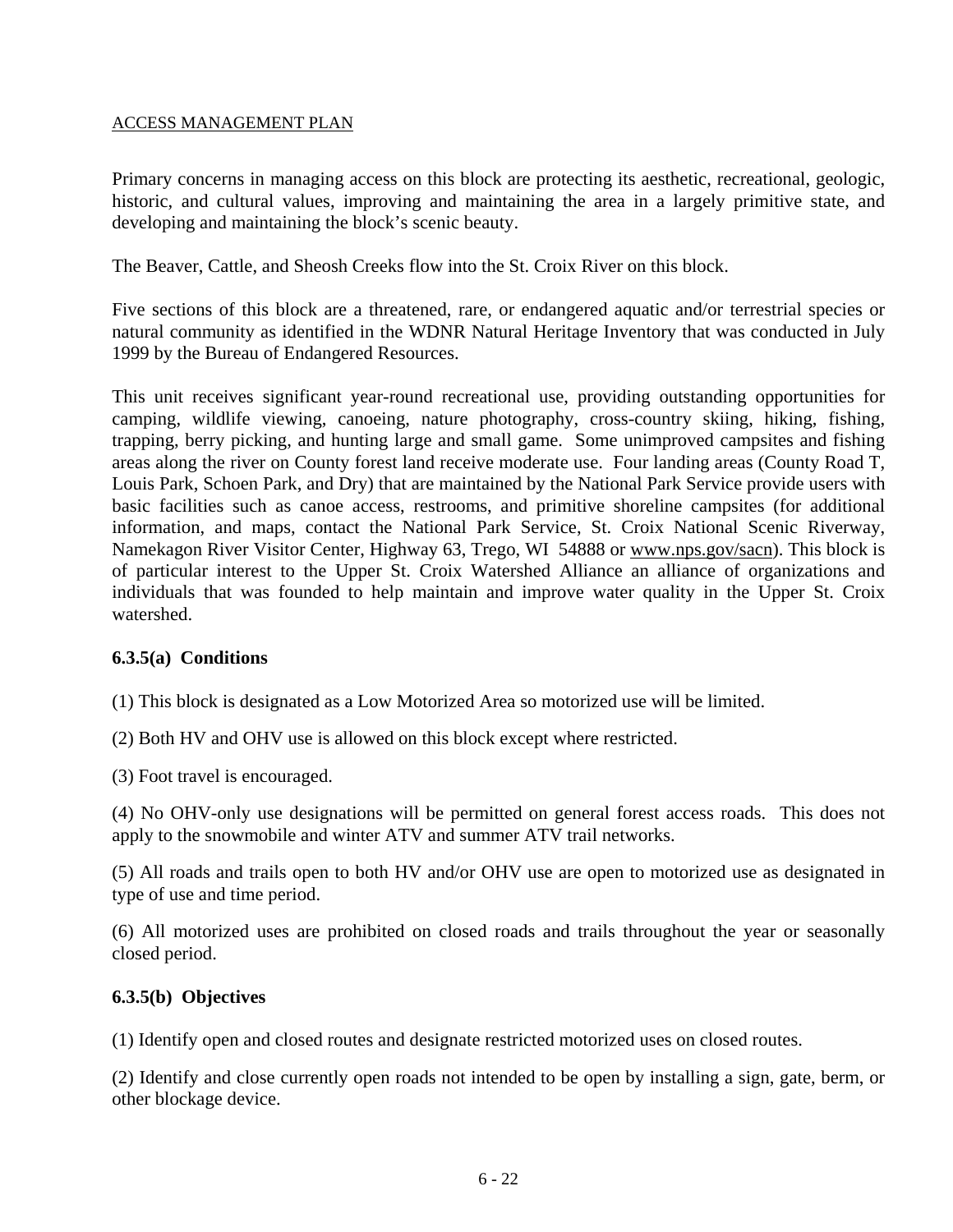ACCESS MANAGEMENT PLAN

Primary concerns in managing access on this block are protecting its aesthetic, recreational, geologic, historic, and cultural values, improving and maintaining the area in a largely primitive state, and developing and maintaining the block's scenic beauty.

The Beaver, Cattle, and Sheosh Creeks flow into the St. Croix River on this block.

Five sections of this block are a threatened, rare, or endangered aquatic and/or terrestrial species or natural community as identified in the WDNR Natural Heritage Inventory that was conducted in July 1999 by the Bureau of Endangered Resources.

This unit receives significant year-round recreational use, providing outstanding opportunities for camping, wildlife viewing, canoeing, nature photography, cross-country skiing, hiking, fishing, trapping, berry picking, and hunting large and small game. Some unimproved campsites and fishing areas along the river on County forest land receive moderate use. Four landing areas (County Road T, Louis Park, Schoen Park, and Dry) that are maintained by the National Park Service provide users with basic facilities such as canoe access, restrooms, and primitive shoreline campsites (for additional information, and maps, contact the National Park Service, St. Croix National Scenic Riverway, Namekagon River Visitor Center, Highway 63, Trego, WI 54888 or www.nps.gov/sacn). This block is of particular interest to the Upper St. Croix Watershed Alliance an alliance of organizations and individuals that was founded to help maintain and improve water quality in the Upper St. Croix watershed.

### 6.3.5(a) Conditions

(1) This block is designated as a Low Motorized Area so motorized use will be limited.

(2) Both HV and OHV use is allowed on this block except where restricted.

(3) Foot travel is encouraged.

(4) No OHV-only use designations will be permitted on general forest access roads. This does not apply to the snowmobile and winter ATV and summer ATV trail networks.

(5) All roads and trails open to both HV and/or OHV use are open to motorized use as designated in type of use and time period.

(6) All motorized uses are prohibited on closed roads and trails throughout the year or seasonally closed period.

### 6.3.5(b) Objectives

(1) Identify open and closed routes and designate restricted motorized uses on closed routes.

(2) Identify and close currently open roads not intended to be open by installing a sign, gate, berm, or other blockage device.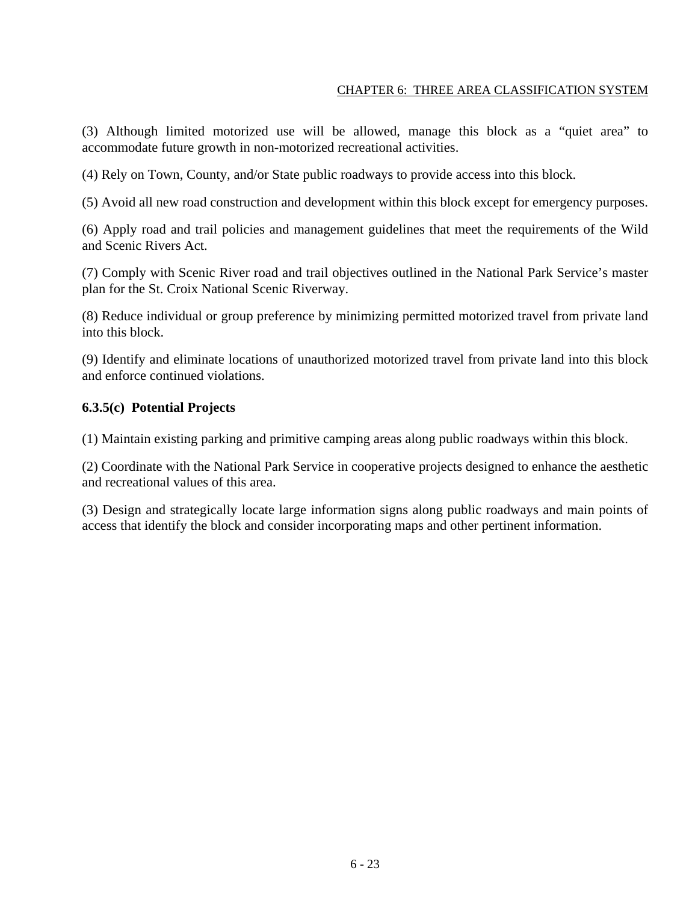(3) Although limited motorized use will be allowed, manage this block as a "quiet area" to accommodate future growth in non-motorized recreational activities.

(4) Rely on Town, County, and/or State public roadways to provide access into this block.

(5) Avoid all new road construction and development within this block except for emergency purposes.

(6) Apply road and trail policies and management guidelines that meet the requirements of the Wild and Scenic Rivers Act.

(7) Comply with Scenic River road and trail objectives outlined in the National Park Service's master plan for the St. Croix National Scenic Riverway.

(8) Reduce individual or group preference by minimizing permitted motorized travel from private land into this block.

(9) Identify and eliminate locations of unauthorized motorized travel from private land into this block and enforce continued violations.

### 6.3.5(c) Potential Projects

(1) Maintain existing parking and primitive camping areas along public roadways within this block.

(2) Coordinate with the National Park Service in cooperative projects designed to enhance the aesthetic and recreational values of this area.

(3) Design and strategically locate large information signs along public roadways and main points of access that identify the block and consider incorporating maps and other pertinent information.